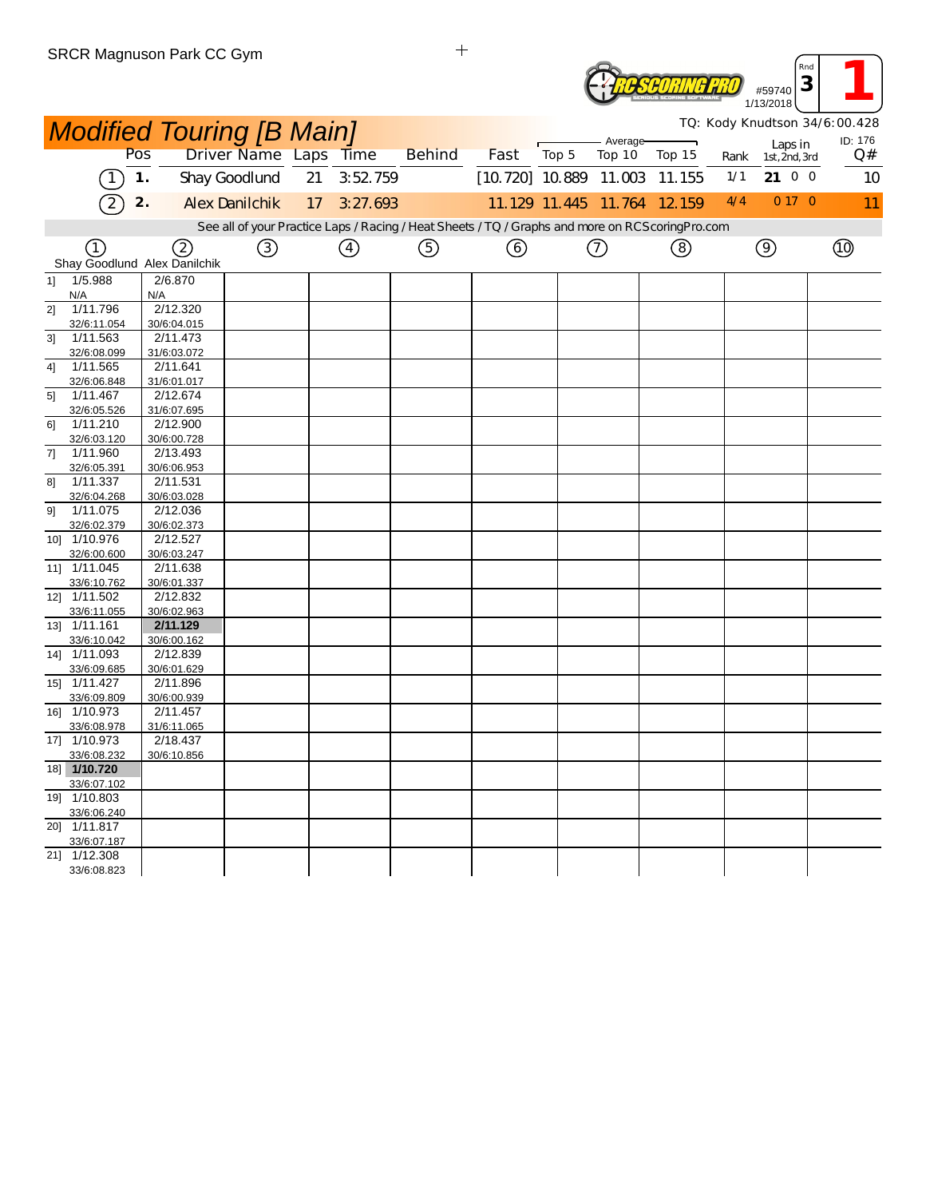SRCR Magnuson Park CC Gym

#59740 1/13/2018 Rnd 3 **1**

# Modified Touring [B Main]

TQ: Kody Knudtson 34/6:00.428

ID: 176

| | Pos | Driver Name | Laps | Time | Behind | Fast | Average Top 5 | Average Top 10 | Average Top 15 | Rank | Laps in 1st, 2nd, 3rd | Q# |
|---|---|---|---|---|---|---|---|---|---|---|---|---|
| (1) | 1. | Shay Goodlund | 21 | 3:52.759 | | [10.720] | 10.889 | 11.003 | 11.155 | 1/1 | **21** 0 0 | 10 |
| (2) | 2. | Alex Danilchik | 17 | 3:27.693 | | 11.129 | 11.445 | 11.764 | 12.159 | 4/4 | 0 17 0 | 11 |

See all of your Practice Laps / Racing / Heat Sheets / TQ / Graphs and more on RCScoringPro.com

| | (1) Shay Goodlund | (2) Alex Danilchik | (3) | (4) | (5) | (6) | (7) | (8) | (9) | (10) |
|---|---|---|---|---|---|---|---|---|---|---|
| 1] | 1/5.988 N/A | 2/6.870 N/A | | | | | | | | |
| 2] | 1/11.796 32/6:11.054 | 2/12.320 30/6:04.015 | | | | | | | | |
| 3] | 1/11.563 32/6:08.099 | 2/11.473 31/6:03.072 | | | | | | | | |
| 4] | 1/11.565 32/6:06.848 | 2/11.641 31/6:01.017 | | | | | | | | |
| 5] | 1/11.467 32/6:05.526 | 2/12.674 31/6:07.695 | | | | | | | | |
| 6] | 1/11.210 32/6:03.120 | 2/12.900 30/6:00.728 | | | | | | | | |
| 7] | 1/11.960 32/6:05.391 | 2/13.493 30/6:06.953 | | | | | | | | |
| 8] | 1/11.337 32/6:04.268 | 2/11.531 30/6:03.028 | | | | | | | | |
| 9] | 1/11.075 32/6:02.379 | 2/12.036 30/6:02.373 | | | | | | | | |
| 10] | 1/10.976 32/6:00.600 | 2/12.527 30/6:03.247 | | | | | | | | |
| 11] | 1/11.045 33/6:10.762 | 2/11.638 30/6:01.337 | | | | | | | | |
| 12] | 1/11.502 33/6:11.055 | 2/12.832 30/6:02.963 | | | | | | | | |
| 13] | 1/11.161 33/6:10.042 | **2/11.129** 30/6:00.162 | | | | | | | | |
| 14] | 1/11.093 33/6:09.685 | 2/12.839 30/6:01.629 | | | | | | | | |
| 15] | 1/11.427 33/6:09.809 | 2/11.896 30/6:00.939 | | | | | | | | |
| 16] | 1/10.973 33/6:08.978 | 2/11.457 31/6:11.065 | | | | | | | | |
| 17] | 1/10.973 33/6:08.232 | 2/18.437 30/6:10.856 | | | | | | | | |
| 18] | **1/10.720** 33/6:07.102 | | | | | | | | | |
| 19] | 1/10.803 33/6:06.240 | | | | | | | | | |
| 20] | 1/11.817 33/6:07.187 | | | | | | | | | |
| 21] | 1/12.308 33/6:08.823 | | | | | | | | | |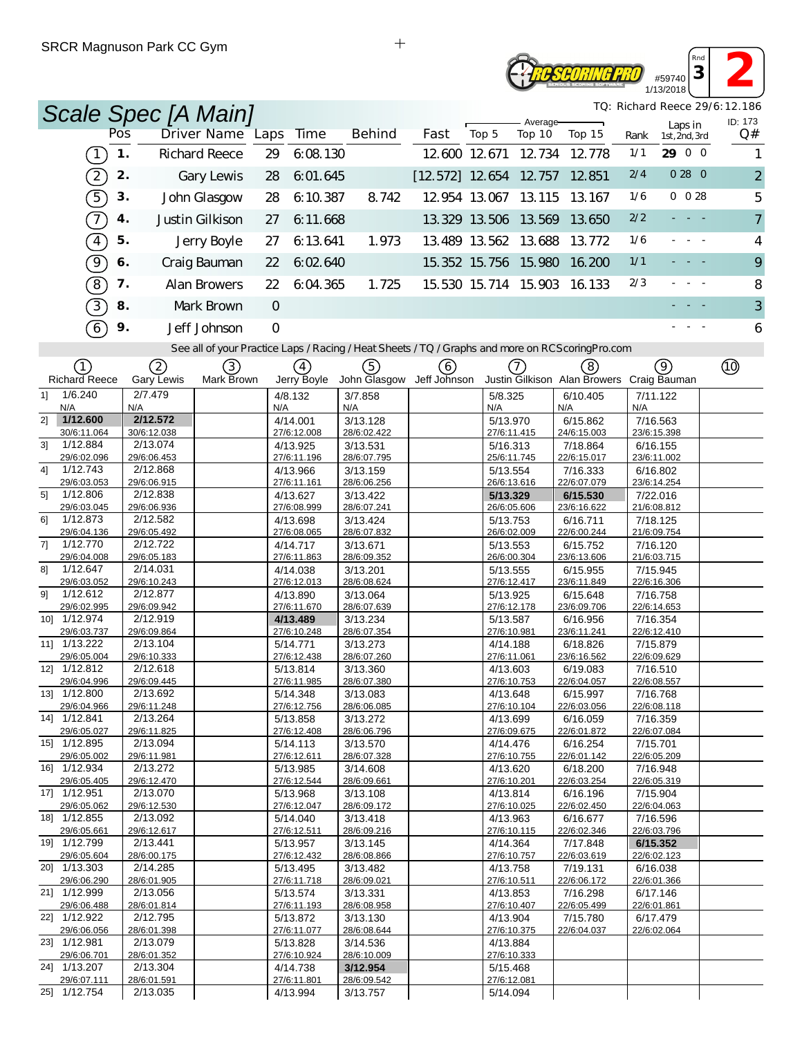SRCR Magnuson Park CC Gym

RC SCORING PRO #59740 1/13/2018 Rnd 3 **2**

# Scale Spec [A Main]

TQ: Richard Reece 29/6:12.186

ID: 173

| | Pos | Driver Name | Laps | Time | Behind | Fast | Average Top 5 | Average Top 10 | Average Top 15 | Rank | Laps in 1st, 2nd, 3rd | Q# |
|---|---|---|---|---|---|---|---|---|---|---|---|---|
| (1) | 1. | Richard Reece | 29 | 6:08.130 | | 12.600 | 12.671 | 12.734 | 12.778 | 1/1 | **29** 0 0 | 1 |
| (2) | 2. | Gary Lewis | 28 | 6:01.645 | | [12.572] | 12.654 | 12.757 | 12.851 | 2/4 | 0 28 0 | 2 |
| (5) | 3. | John Glasgow | 28 | 6:10.387 | 8.742 | 12.954 | 13.067 | 13.115 | 13.167 | 1/6 | 0 0 28 | 5 |
| (7) | 4. | Justin Gilkison | 27 | 6:11.668 | | 13.329 | 13.506 | 13.569 | 13.650 | 2/2 | - - - | 7 |
| (4) | 5. | Jerry Boyle | 27 | 6:13.641 | 1.973 | 13.489 | 13.562 | 13.688 | 13.772 | 1/6 | - - - | 4 |
| (9) | 6. | Craig Bauman | 22 | 6:02.640 | | 15.352 | 15.756 | 15.980 | 16.200 | 1/1 | - - - | 9 |
| (8) | 7. | Alan Browers | 22 | 6:04.365 | 1.725 | 15.530 | 15.714 | 15.903 | 16.133 | 2/3 | - - - | 8 |
| (3) | 8. | Mark Brown | 0 | | | | | | | | - - - | 3 |
| (6) | 9. | Jeff Johnson | 0 | | | | | | | | - - - | 6 |

See all of your Practice Laps / Racing / Heat Sheets / TQ / Graphs and more on RCScoringPro.com

| | (1) Richard Reece | (2) Gary Lewis | (3) Mark Brown | (4) Jerry Boyle | (5) John Glasgow | (6) Jeff Johnson | (7) Justin Gilkison | (8) Alan Browers | (9) Craig Bauman | (10) |
|---|---|---|---|---|---|---|---|---|---|---|
| 1] | 1/6.240 N/A | 2/7.479 N/A | | 4/8.132 N/A | 3/7.858 N/A | | 5/8.325 N/A | 6/10.405 N/A | 7/11.122 N/A | |
| 2] | **1/12.600** 30/6:11.064 | **2/12.572** 30/6:12.038 | | 4/14.001 27/6:12.008 | 3/13.128 28/6:02.422 | | 5/13.970 27/6:11.415 | 6/15.862 24/6:15.003 | 7/16.563 23/6:15.398 | |
| 3] | 1/12.884 29/6:02.096 | 2/13.074 29/6:06.453 | | 4/13.925 27/6:11.196 | 3/13.531 28/6:07.795 | | 5/16.313 25/6:11.745 | 7/18.864 22/6:15.017 | 6/16.155 23/6:11.002 | |
| 4] | 1/12.743 29/6:03.053 | 2/12.868 29/6:06.915 | | 4/13.966 27/6:11.161 | 3/13.159 28/6:06.256 | | 5/13.554 26/6:13.616 | 7/16.333 22/6:07.079 | 6/16.802 23/6:14.254 | |
| 5] | 1/12.806 29/6:03.045 | 2/12.838 29/6:06.936 | | 4/13.627 27/6:08.999 | 3/13.422 28/6:07.241 | | **5/13.329** 26/6:05.606 | **6/15.530** 23/6:16.622 | 7/22.016 21/6:08.812 | |
| 6] | 1/12.873 29/6:04.136 | 2/12.582 29/6:05.492 | | 4/13.698 27/6:08.065 | 3/13.424 28/6:07.832 | | 5/13.753 26/6:02.009 | 6/16.711 22/6:00.244 | 7/18.125 21/6:09.754 | |
| 7] | 1/12.770 29/6:04.008 | 2/12.722 29/6:05.183 | | 4/14.717 27/6:11.863 | 3/13.671 28/6:09.352 | | 5/13.553 26/6:00.304 | 6/15.752 23/6:13.606 | 7/16.120 21/6:03.715 | |
| 8] | 1/12.647 29/6:03.052 | 2/14.031 29/6:10.243 | | 4/14.038 27/6:12.013 | 3/13.201 28/6:08.624 | | 5/13.555 27/6:12.417 | 6/15.955 23/6:11.849 | 7/15.945 22/6:16.306 | |
| 9] | 1/12.612 29/6:02.995 | 2/12.877 29/6:09.942 | | 4/13.890 27/6:11.670 | 3/13.064 28/6:07.639 | | 5/13.925 27/6:12.178 | 6/15.648 23/6:09.706 | 7/16.758 22/6:14.653 | |
| 10] | 1/12.974 29/6:03.737 | 2/12.919 29/6:09.864 | | **4/13.489** 27/6:10.248 | 3/13.234 28/6:07.354 | | 5/13.587 27/6:10.981 | 6/16.956 23/6:11.241 | 7/16.354 22/6:12.410 | |
| 11] | 1/13.222 29/6:05.004 | 2/13.104 29/6:10.333 | | 5/14.771 27/6:12.438 | 3/13.273 28/6:07.260 | | 4/14.188 27/6:11.061 | 6/18.826 23/6:16.562 | 7/15.879 22/6:09.629 | |
| 12] | 1/12.812 29/6:04.996 | 2/12.618 29/6:09.445 | | 5/13.814 27/6:11.985 | 3/13.360 28/6:07.380 | | 4/13.603 27/6:10.753 | 6/19.083 22/6:04.057 | 7/16.510 22/6:08.557 | |
| 13] | 1/12.800 29/6:04.966 | 2/13.692 29/6:11.248 | | 5/14.348 27/6:12.756 | 3/13.083 28/6:06.085 | | 4/13.648 27/6:10.104 | 6/15.997 22/6:03.056 | 7/16.768 22/6:08.118 | |
| 14] | 1/12.841 29/6:05.027 | 2/13.264 29/6:11.825 | | 5/13.858 27/6:12.408 | 3/13.272 28/6:06.796 | | 4/13.699 27/6:09.675 | 6/16.059 22/6:01.872 | 7/16.359 22/6:07.084 | |
| 15] | 1/12.895 29/6:05.002 | 2/13.094 29/6:11.981 | | 5/14.113 27/6:12.611 | 3/13.570 28/6:07.328 | | 4/14.476 27/6:10.755 | 6/16.254 22/6:01.142 | 7/15.701 22/6:05.209 | |
| 16] | 1/12.934 29/6:05.405 | 2/13.272 29/6:12.470 | | 5/13.985 27/6:12.544 | 3/14.608 28/6:09.661 | | 4/13.620 27/6:10.201 | 6/18.200 22/6:03.254 | 7/16.948 22/6:05.319 | |
| 17] | 1/12.951 29/6:05.062 | 2/13.070 29/6:12.530 | | 5/13.968 27/6:12.047 | 3/13.108 28/6:09.172 | | 4/13.814 27/6:10.025 | 6/16.196 22/6:02.450 | 7/15.904 22/6:04.063 | |
| 18] | 1/12.855 29/6:05.661 | 2/13.092 29/6:12.617 | | 5/14.040 27/6:12.511 | 3/13.418 28/6:09.216 | | 4/13.963 27/6:10.115 | 6/16.677 22/6:02.346 | 7/16.596 22/6:03.796 | |
| 19] | 1/12.799 29/6:05.604 | 2/13.441 28/6:00.175 | | 5/13.957 27/6:12.432 | 3/13.145 28/6:08.866 | | 4/14.364 27/6:10.757 | 7/17.848 22/6:03.619 | **6/15.352** 22/6:02.123 | |
| 20] | 1/13.303 29/6:06.290 | 2/14.285 28/6:01.905 | | 5/13.495 27/6:11.718 | 3/13.482 28/6:09.021 | | 4/13.758 27/6:10.511 | 7/19.131 22/6:06.172 | 6/16.038 22/6:01.366 | |
| 21] | 1/12.999 29/6:06.488 | 2/13.056 28/6:01.814 | | 5/13.574 27/6:11.193 | 3/13.331 28/6:08.958 | | 4/13.853 27/6:10.407 | 7/16.298 22/6:05.499 | 6/17.146 22/6:01.861 | |
| 22] | 1/12.922 29/6:06.056 | 2/12.795 28/6:01.398 | | 5/13.872 27/6:11.077 | 3/13.130 28/6:08.644 | | 4/13.904 27/6:10.375 | 7/15.780 22/6:04.037 | 6/17.479 22/6:02.064 | |
| 23] | 1/12.981 29/6:06.701 | 2/13.079 28/6:01.352 | | 5/13.828 27/6:10.924 | 3/14.536 28/6:10.009 | | 4/13.884 27/6:10.333 | | | |
| 24] | 1/13.207 29/6:07.111 | 2/13.304 28/6:01.591 | | 4/14.738 27/6:11.801 | **3/12.954** 28/6:09.542 | | 5/15.468 27/6:12.081 | | | |
| 25] | 1/12.754 | 2/13.035 | | 4/13.994 | 3/13.757 | | 5/14.094 | | | |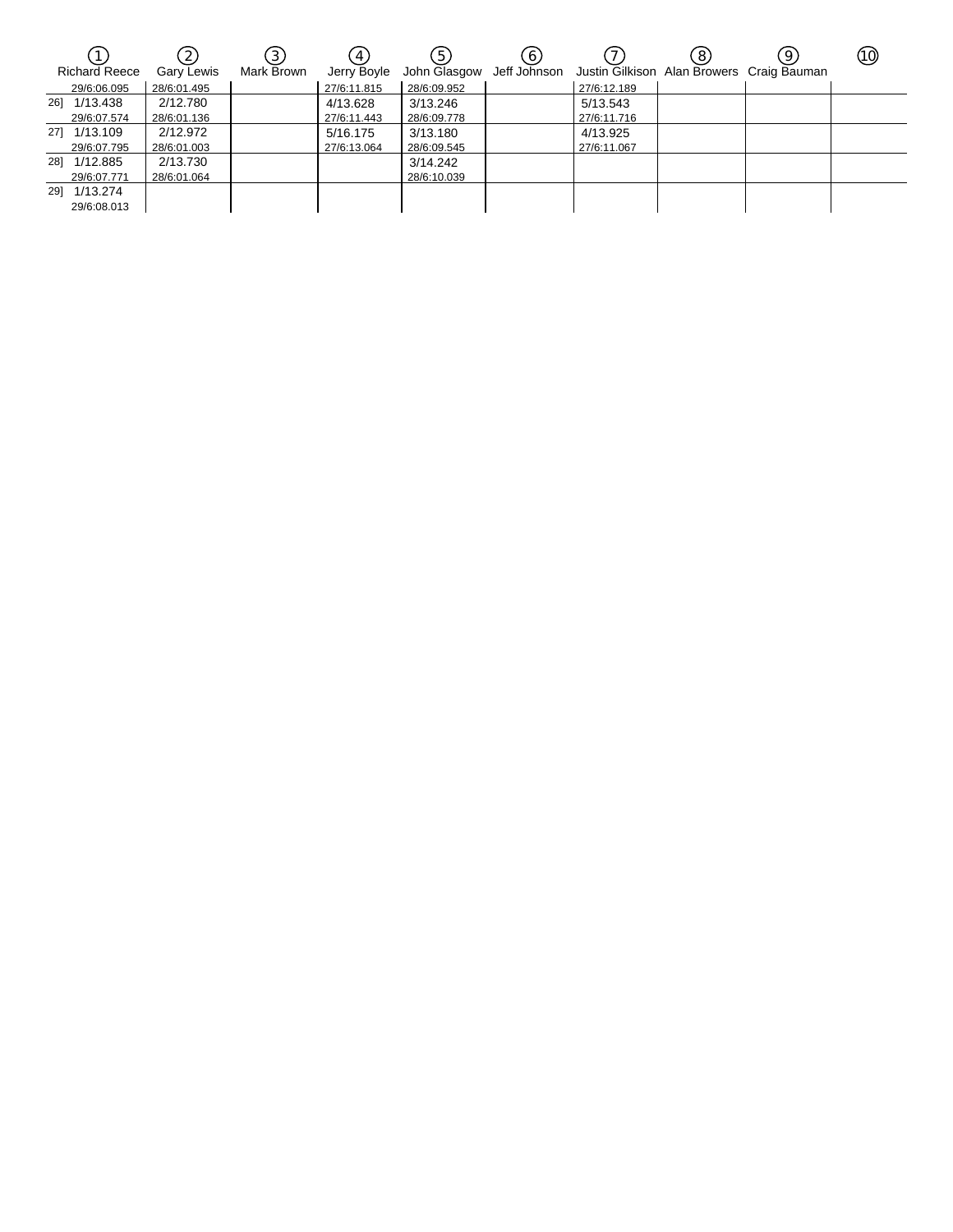| ① Richard Reece | ② Gary Lewis | ③ Mark Brown | ④ Jerry Boyle | ⑤ John Glasgow | ⑥ Jeff Johnson | ⑦ Justin Gilkison | ⑧ Alan Browers | ⑨ Craig Bauman | ⑩ |
|---|---|---|---|---|---|---|---|---|---|
| 29/6:06.095 | 28/6:01.495 | | 27/6:11.815 | 28/6:09.952 | | 27/6:12.189 | | | |
| 26] 1/13.438<br>29/6:07.574 | 2/12.780<br>28/6:01.136 | | 4/13.628<br>27/6:11.443 | 3/13.246<br>28/6:09.778 | | 5/13.543<br>27/6:11.716 | | | |
| 27] 1/13.109<br>29/6:07.795 | 2/12.972<br>28/6:01.003 | | 5/16.175<br>27/6:13.064 | 3/13.180<br>28/6:09.545 | | 4/13.925<br>27/6:11.067 | | | |
| 28] 1/12.885<br>29/6:07.771 | 2/13.730<br>28/6:01.064 | | | 3/14.242<br>28/6:10.039 | | | | | |
| 29] 1/13.274<br>29/6:08.013 | | | | | | | | | |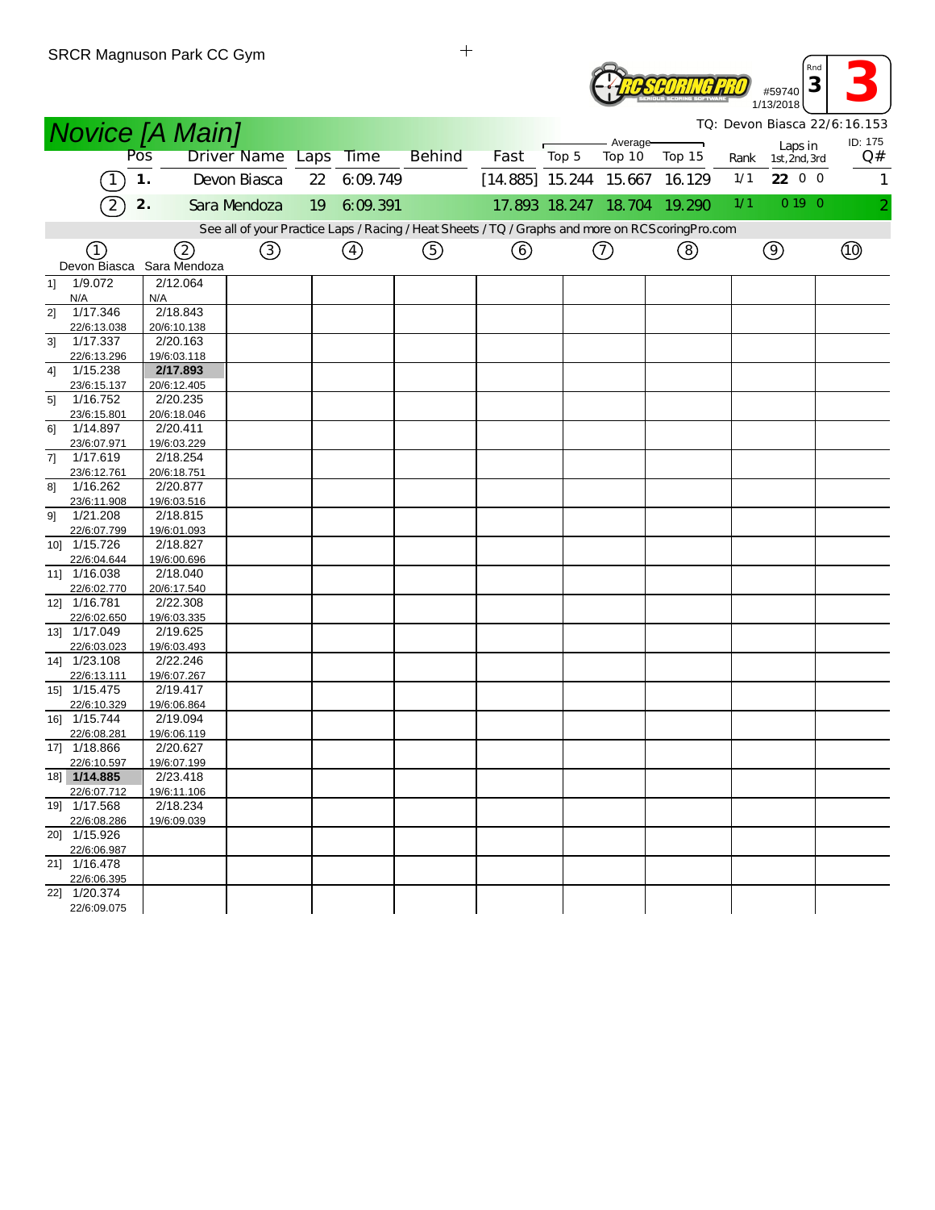SRCR Magnuson Park CC Gym

#59740
1/13/2018

Rnd 3

# Novice [A Main]

TQ: Devon Biasca 22/6:16.153

| | Pos | Driver Name | Laps | Time | Behind | Fast | Average Top 5 | Average Top 10 | Average Top 15 | Rank | Laps in 1st, 2nd, 3rd | ID: 175 Q# |
|---|---|---|---|---|---|---|---|---|---|---|---|---|
| (1) | 1. | Devon Biasca | 22 | 6:09.749 | | [14.885] | 15.244 | 15.667 | 16.129 | 1/1 | **22** 0 0 | 1 |
| (2) | 2. | Sara Mendoza | 19 | 6:09.391 | | 17.893 | 18.247 | 18.704 | 19.290 | 1/1 | 0 19 0 | 2 |

See all of your Practice Laps / Racing / Heat Sheets / TQ / Graphs and more on RCScoringPro.com

| | (1) Devon Biasca | (2) Sara Mendoza | (3) | (4) | (5) | (6) | (7) | (8) | (9) | (10) |
|---|---|---|---|---|---|---|---|---|---|---|
| 1] | 1/9.072<br>N/A | 2/12.064<br>N/A | | | | | | | | |
| 2] | 1/17.346<br>22/6:13.038 | 2/18.843<br>20/6:10.138 | | | | | | | | |
| 3] | 1/17.337<br>22/6:13.296 | 2/20.163<br>19/6:03.118 | | | | | | | | |
| 4] | 1/15.238<br>23/6:15.137 | **2/17.893**<br>20/6:12.405 | | | | | | | | |
| 5] | 1/16.752<br>23/6:15.801 | 2/20.235<br>20/6:18.046 | | | | | | | | |
| 6] | 1/14.897<br>23/6:07.971 | 2/20.411<br>19/6:03.229 | | | | | | | | |
| 7] | 1/17.619<br>23/6:12.761 | 2/18.254<br>20/6:18.751 | | | | | | | | |
| 8] | 1/16.262<br>23/6:11.908 | 2/20.877<br>19/6:03.516 | | | | | | | | |
| 9] | 1/21.208<br>22/6:07.799 | 2/18.815<br>19/6:01.093 | | | | | | | | |
| 10] | 1/15.726<br>22/6:04.644 | 2/18.827<br>19/6:00.696 | | | | | | | | |
| 11] | 1/16.038<br>22/6:02.770 | 2/18.040<br>20/6:17.540 | | | | | | | | |
| 12] | 1/16.781<br>22/6:02.650 | 2/22.308<br>19/6:03.335 | | | | | | | | |
| 13] | 1/17.049<br>22/6:03.023 | 2/19.625<br>19/6:03.493 | | | | | | | | |
| 14] | 1/23.108<br>22/6:13.111 | 2/22.246<br>19/6:07.267 | | | | | | | | |
| 15] | 1/15.475<br>22/6:10.329 | 2/19.417<br>19/6:06.864 | | | | | | | | |
| 16] | 1/15.744<br>22/6:08.281 | 2/19.094<br>19/6:06.119 | | | | | | | | |
| 17] | 1/18.866<br>22/6:10.597 | 2/20.627<br>19/6:07.199 | | | | | | | | |
| 18] | **1/14.885**<br>22/6:07.712 | 2/23.418<br>19/6:11.106 | | | | | | | | |
| 19] | 1/17.568<br>22/6:08.286 | 2/18.234<br>19/6:09.039 | | | | | | | | |
| 20] | 1/15.926<br>22/6:06.987 | | | | | | | | | |
| 21] | 1/16.478<br>22/6:06.395 | | | | | | | | | |
| 22] | 1/20.374<br>22/6:09.075 | | | | | | | | | |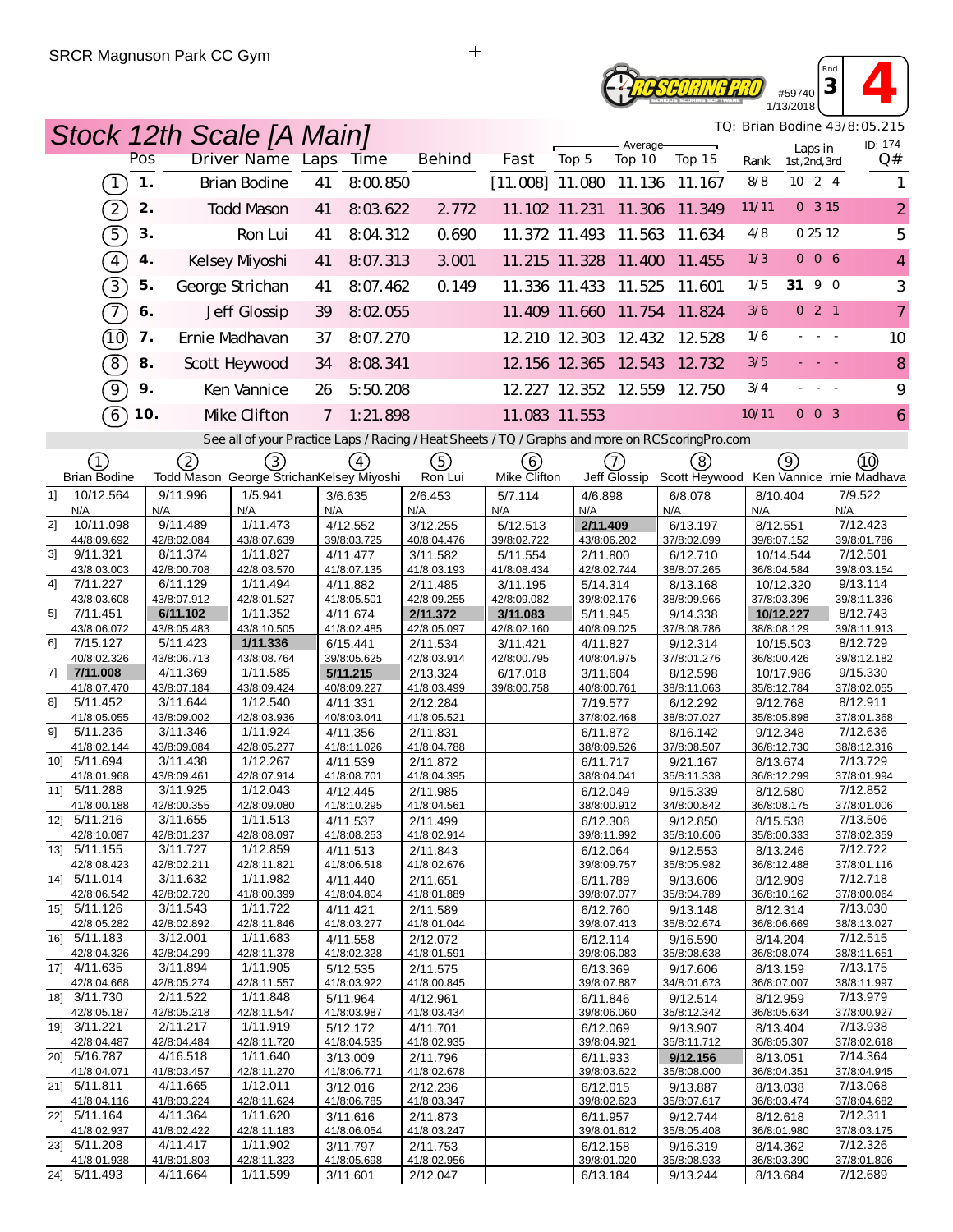SRCR Magnuson Park CC Gym

#59740 1/13/2018

Rnd 3 **4**

TQ: Brian Bodine 43/8:05.215

# Stock 12th Scale [A Main]

ID: 174

| | Pos | Driver Name | Laps | Time | Behind | Fast | Average Top 5 | Top 10 | Top 15 | Rank | Laps in 1st, 2nd, 3rd | Q# |
|---|---|---|---|---|---|---|---|---|---|---|---|---|
| (1) | 1. | Brian Bodine | 41 | 8:00.850 | | [11.008] | 11.080 | 11.136 | 11.167 | 8/8 | 10 2 4 | 1 |
| (2) | 2. | Todd Mason | 41 | 8:03.622 | 2.772 | 11.102 | 11.231 | 11.306 | 11.349 | 11/11 | 0 3 15 | 2 |
| (5) | 3. | Ron Lui | 41 | 8:04.312 | 0.690 | 11.372 | 11.493 | 11.563 | 11.634 | 4/8 | 0 25 12 | 5 |
| (4) | 4. | Kelsey Miyoshi | 41 | 8:07.313 | 3.001 | 11.215 | 11.328 | 11.400 | 11.455 | 1/3 | 0 0 6 | 4 |
| (3) | 5. | George Strichan | 41 | 8:07.462 | 0.149 | 11.336 | 11.433 | 11.525 | 11.601 | 1/5 | **31** 9 0 | 3 |
| (7) | 6. | Jeff Glossip | 39 | 8:02.055 | | 11.409 | 11.660 | 11.754 | 11.824 | 3/6 | 0 2 1 | 7 |
| (10) | 7. | Ernie Madhavan | 37 | 8:07.270 | | 12.210 | 12.303 | 12.432 | 12.528 | 1/6 | - - - | 10 |
| (8) | 8. | Scott Heywood | 34 | 8:08.341 | | 12.156 | 12.365 | 12.543 | 12.732 | 3/5 | - - - | 8 |
| (9) | 9. | Ken Vannice | 26 | 5:50.208 | | 12.227 | 12.352 | 12.559 | 12.750 | 3/4 | - - - | 9 |
| (6) | 10. | Mike Clifton | 7 | 1:21.898 | | 11.083 | 11.553 | | | 10/11 | 0 0 3 | 6 |

See all of your Practice Laps / Racing / Heat Sheets / TQ / Graphs and more on RCScoringPro.com

| | (1) Brian Bodine | (2) Todd Mason | (3) George Strichan | (4) Kelsey Miyoshi | (5) Ron Lui | (6) Mike Clifton | (7) Jeff Glossip | (8) Scott Heywood | (9) Ken Vannice | (10) Ernie Madhavan |
|---|---|---|---|---|---|---|---|---|---|---|
| 1] | 10/12.564 N/A | 9/11.996 N/A | 1/5.941 N/A | 3/6.635 N/A | 2/6.453 N/A | 5/7.114 N/A | 4/6.898 N/A | 6/8.078 N/A | 8/10.404 N/A | 7/9.522 N/A |
| 2] | 10/11.098 44/8:09.692 | 9/11.489 42/8:02.084 | 1/11.473 43/8:07.639 | 4/12.552 39/8:03.725 | 3/12.255 40/8:04.476 | 5/12.513 39/8:02.722 | **2/11.409** 43/8:06.202 | 6/13.197 37/8:02.099 | 8/12.551 39/8:07.152 | 7/12.423 39/8:01.786 |
| 3] | 9/11.321 43/8:03.003 | 8/11.374 42/8:00.708 | 1/11.827 42/8:03.570 | 4/11.477 41/8:07.135 | 3/11.582 41/8:03.193 | 5/11.554 41/8:08.434 | 2/11.800 42/8:02.744 | 6/12.710 38/8:07.265 | 10/14.544 36/8:04.584 | 7/12.501 39/8:03.154 |
| 4] | 7/11.227 43/8:03.608 | 6/11.129 43/8:07.912 | 1/11.494 42/8:01.527 | 4/11.882 41/8:05.501 | 2/11.485 42/8:09.255 | 3/11.195 42/8:09.082 | 5/14.314 39/8:02.176 | 8/13.168 38/8:09.966 | 10/12.320 37/8:03.396 | 9/13.114 39/8:11.336 |
| 5] | 7/11.451 43/8:06.072 | **6/11.102** 43/8:05.483 | 1/11.352 43/8:10.505 | 4/11.674 41/8:02.485 | **2/11.372** 42/8:05.097 | **3/11.083** 42/8:02.160 | 5/11.945 40/8:09.025 | 9/14.338 37/8:08.786 | **10/12.227** 38/8:08.129 | 8/12.743 39/8:11.913 |
| 6] | 7/15.127 40/8:02.326 | 5/11.423 43/8:06.713 | **1/11.336** 43/8:08.764 | 6/15.441 39/8:05.625 | 2/11.534 42/8:03.914 | 3/11.421 42/8:00.795 | 4/11.827 40/8:04.975 | 9/12.314 37/8:01.276 | 10/15.503 36/8:00.426 | 8/12.729 39/8:12.182 |
| 7] | **7/11.008** 41/8:07.470 | 4/11.369 43/8:07.184 | 1/11.585 43/8:09.424 | **5/11.215** 40/8:09.227 | 2/13.324 41/8:03.499 | 6/17.018 39/8:00.758 | 3/11.604 40/8:00.761 | 8/12.598 38/8:11.063 | 10/17.986 35/8:12.784 | 9/15.330 37/8:02.055 |
| 8] | 5/11.452 41/8:05.055 | 3/11.644 43/8:09.002 | 1/12.540 42/8:03.936 | 4/11.331 40/8:03.041 | 2/12.284 41/8:05.521 | | 7/19.577 37/8:02.468 | 6/12.292 38/8:07.027 | 9/12.768 35/8:05.898 | 8/12.911 37/8:01.368 |
| 9] | 5/11.236 41/8:02.144 | 3/11.346 43/8:09.084 | 1/11.924 42/8:05.277 | 4/11.356 41/8:11.026 | 2/11.831 41/8:04.788 | | 6/11.872 38/8:09.526 | 8/16.142 37/8:08.507 | 9/12.348 36/8:12.730 | 7/12.636 38/8:12.316 |
| 10] | 5/11.694 41/8:01.968 | 3/11.438 43/8:09.461 | 1/12.267 42/8:07.914 | 4/11.539 41/8:08.701 | 2/11.872 41/8:04.395 | | 6/11.717 38/8:04.041 | 9/21.167 35/8:11.338 | 8/13.674 36/8:12.299 | 7/13.729 37/8:01.994 |
| 11] | 5/11.288 41/8:00.188 | 3/11.925 42/8:00.355 | 1/12.043 42/8:09.080 | 4/12.445 41/8:10.295 | 2/11.985 41/8:04.561 | | 6/12.049 38/8:00.912 | 9/15.339 34/8:00.842 | 8/12.580 36/8:08.175 | 7/12.852 37/8:01.006 |
| 12] | 5/11.216 42/8:10.087 | 3/11.655 42/8:01.237 | 1/11.513 42/8:08.097 | 4/11.537 41/8:08.253 | 2/11.499 41/8:02.914 | | 6/12.308 39/8:11.992 | 9/12.850 35/8:10.606 | 8/15.538 35/8:00.333 | 7/13.506 37/8:02.359 |
| 13] | 5/11.155 42/8:08.423 | 3/11.727 42/8:02.211 | 1/12.859 42/8:11.821 | 4/11.513 41/8:06.518 | 2/11.843 41/8:02.676 | | 6/12.064 39/8:09.757 | 9/12.553 35/8:05.982 | 8/13.246 36/8:12.488 | 7/12.722 37/8:01.116 |
| 14] | 5/11.014 42/8:06.542 | 3/11.632 42/8:02.720 | 1/11.982 41/8:00.399 | 4/11.440 41/8:04.804 | 2/11.651 41/8:01.889 | | 6/11.789 39/8:07.077 | 9/13.606 35/8:04.789 | 8/12.909 36/8:10.162 | 7/12.718 37/8:00.064 |
| 15] | 5/11.126 42/8:05.282 | 3/11.543 42/8:02.892 | 1/11.722 42/8:11.846 | 4/11.421 41/8:03.277 | 2/11.589 41/8:01.044 | | 6/12.760 39/8:07.413 | 9/13.148 35/8:02.674 | 8/12.314 36/8:06.669 | 7/13.030 38/8:13.027 |
| 16] | 5/11.183 42/8:04.326 | 3/12.001 42/8:04.299 | 1/11.683 42/8:11.378 | 4/11.558 41/8:02.328 | 2/12.072 41/8:01.591 | | 6/12.114 39/8:06.083 | 9/16.590 35/8:08.638 | 8/14.204 36/8:08.074 | 7/12.515 38/8:11.651 |
| 17] | 4/11.635 42/8:04.668 | 3/11.894 42/8:05.274 | 1/11.905 42/8:11.557 | 5/12.535 41/8:03.922 | 2/11.575 41/8:00.845 | | 6/13.369 39/8:07.887 | 9/17.606 34/8:01.673 | 8/13.159 36/8:07.007 | 7/13.175 38/8:11.997 |
| 18] | 3/11.730 42/8:05.187 | 2/11.522 42/8:05.218 | 1/11.848 42/8:11.547 | 5/11.964 41/8:03.987 | 4/12.961 41/8:03.434 | | 6/11.846 39/8:06.060 | 9/12.514 35/8:12.342 | 8/12.959 36/8:05.634 | 7/13.979 37/8:00.927 |
| 19] | 3/11.221 42/8:04.487 | 2/11.217 42/8:04.484 | 1/11.919 42/8:11.720 | 5/12.172 41/8:04.535 | 4/11.701 41/8:02.935 | | 6/12.069 39/8:04.921 | 9/13.907 35/8:11.712 | 8/13.404 36/8:05.307 | 7/13.938 37/8:02.618 |
| 20] | 5/16.787 41/8:04.071 | 4/16.518 41/8:03.457 | 1/11.640 42/8:11.270 | 3/13.009 41/8:06.771 | 2/11.796 41/8:02.678 | | 6/11.933 39/8:03.622 | **9/12.156** 35/8:08.000 | 8/13.051 36/8:04.351 | 7/14.364 37/8:04.945 |
| 21] | 5/11.811 41/8:04.116 | 4/11.665 41/8:03.224 | 1/12.011 42/8:11.624 | 3/12.016 41/8:06.785 | 2/12.236 41/8:03.347 | | 6/12.015 39/8:02.623 | 9/13.887 35/8:07.617 | 8/13.038 36/8:03.474 | 7/13.068 37/8:04.682 |
| 22] | 5/11.164 41/8:02.937 | 4/11.364 41/8:02.422 | 1/11.620 42/8:11.183 | 3/11.616 41/8:06.054 | 2/11.873 41/8:03.247 | | 6/11.957 39/8:01.612 | 9/12.744 35/8:05.408 | 8/12.618 36/8:01.980 | 7/12.311 37/8:03.175 |
| 23] | 5/11.208 41/8:01.938 | 4/11.417 41/8:01.803 | 1/11.902 42/8:11.323 | 3/11.797 41/8:05.698 | 2/11.753 41/8:02.956 | | 6/12.158 39/8:01.020 | 9/16.319 35/8:08.933 | 8/14.362 36/8:03.390 | 7/12.326 37/8:01.806 |
| 24] | 5/11.493 | 4/11.664 | 1/11.599 | 3/11.601 | 2/12.047 | | 6/13.184 | 9/13.244 | 8/13.684 | 7/12.689 |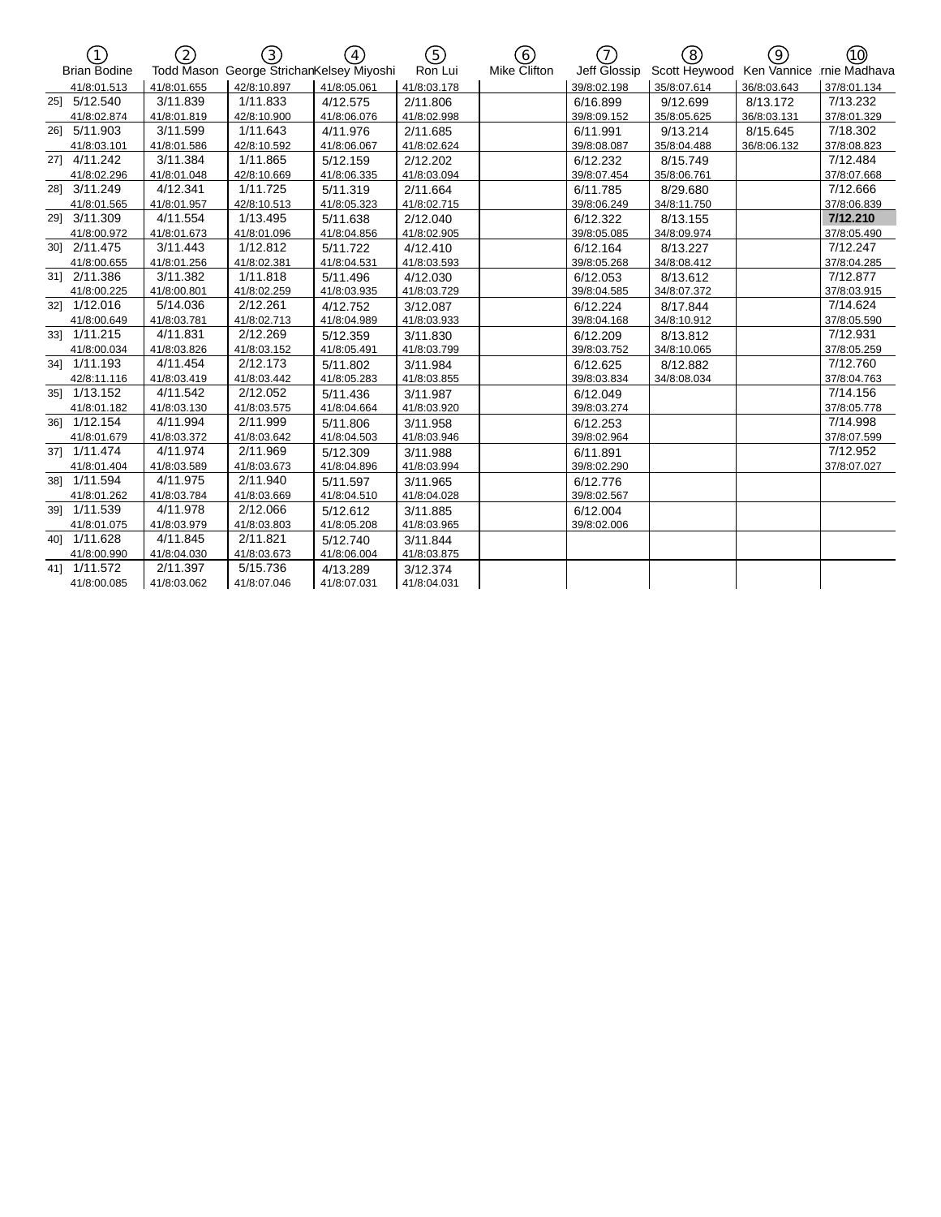| | ① Brian Bodine | ② Todd Mason | ③ George Strichan | ④ Kelsey Miyoshi | ⑤ Ron Lui | ⑥ Mike Clifton | ⑦ Jeff Glossip | ⑧ Scott Heywood | ⑨ Ken Vannice | ⑩ rnie Madhava |
|---|---|---|---|---|---|---|---|---|---|---|
| | 41/8:01.513 | 41/8:01.655 | 42/8:10.897 | 41/8:05.061 | 41/8:03.178 | | 39/8:02.198 | 35/8:07.614 | 36/8:03.643 | 37/8:01.134 |
| 25] | 5/12.540<br>41/8:02.874 | 3/11.839<br>41/8:01.819 | 1/11.833<br>42/8:10.900 | 4/12.575<br>41/8:06.076 | 2/11.806<br>41/8:02.998 | | 6/16.899<br>39/8:09.152 | 9/12.699<br>35/8:05.625 | 8/13.172<br>36/8:03.131 | 7/13.232<br>37/8:01.329 |
| 26] | 5/11.903<br>41/8:03.101 | 3/11.599<br>41/8:01.586 | 1/11.643<br>42/8:10.592 | 4/11.976<br>41/8:06.067 | 2/11.685<br>41/8:02.624 | | 6/11.991<br>39/8:08.087 | 9/13.214<br>35/8:04.488 | 8/15.645<br>36/8:06.132 | 7/18.302<br>37/8:08.823 |
| 27] | 4/11.242<br>41/8:02.296 | 3/11.384<br>41/8:01.048 | 1/11.865<br>42/8:10.669 | 5/12.159<br>41/8:06.335 | 2/12.202<br>41/8:03.094 | | 6/12.232<br>39/8:07.454 | 8/15.749<br>35/8:06.761 | | 7/12.484<br>37/8:07.668 |
| 28] | 3/11.249<br>41/8:01.565 | 4/12.341<br>41/8:01.957 | 1/11.725<br>42/8:10.513 | 5/11.319<br>41/8:05.323 | 2/11.664<br>41/8:02.715 | | 6/11.785<br>39/8:06.249 | 8/29.680<br>34/8:11.750 | | 7/12.666<br>37/8:06.839 |
| 29] | 3/11.309<br>41/8:00.972 | 4/11.554<br>41/8:01.673 | 1/13.495<br>41/8:01.096 | 5/11.638<br>41/8:04.856 | 2/12.040<br>41/8:02.905 | | 6/12.322<br>39/8:05.085 | 8/13.155<br>34/8:09.974 | | **7/12.210**<br>37/8:05.490 |
| 30] | 2/11.475<br>41/8:00.655 | 3/11.443<br>41/8:01.256 | 1/12.812<br>41/8:02.381 | 5/11.722<br>41/8:04.531 | 4/12.410<br>41/8:03.593 | | 6/12.164<br>39/8:05.268 | 8/13.227<br>34/8:08.412 | | 7/12.247<br>37/8:04.285 |
| 31] | 2/11.386<br>41/8:00.225 | 3/11.382<br>41/8:00.801 | 1/11.818<br>41/8:02.259 | 5/11.496<br>41/8:03.935 | 4/12.030<br>41/8:03.729 | | 6/12.053<br>39/8:04.585 | 8/13.612<br>34/8:07.372 | | 7/12.877<br>37/8:03.915 |
| 32] | 1/12.016<br>41/8:00.649 | 5/14.036<br>41/8:03.781 | 2/12.261<br>41/8:02.713 | 4/12.752<br>41/8:04.989 | 3/12.087<br>41/8:03.933 | | 6/12.224<br>39/8:04.168 | 8/17.844<br>34/8:10.912 | | 7/14.624<br>37/8:05.590 |
| 33] | 1/11.215<br>41/8:00.034 | 4/11.831<br>41/8:03.826 | 2/12.269<br>41/8:03.152 | 5/12.359<br>41/8:05.491 | 3/11.830<br>41/8:03.799 | | 6/12.209<br>39/8:03.752 | 8/13.812<br>34/8:10.065 | | 7/12.931<br>37/8:05.259 |
| 34] | 1/11.193<br>42/8:11.116 | 4/11.454<br>41/8:03.419 | 2/12.173<br>41/8:03.442 | 5/11.802<br>41/8:05.283 | 3/11.984<br>41/8:03.855 | | 6/12.625<br>39/8:03.834 | 8/12.882<br>34/8:08.034 | | 7/12.760<br>37/8:04.763 |
| 35] | 1/13.152<br>41/8:01.182 | 4/11.542<br>41/8:03.130 | 2/12.052<br>41/8:03.575 | 5/11.436<br>41/8:04.664 | 3/11.987<br>41/8:03.920 | | 6/12.049<br>39/8:03.274 | | | 7/14.156<br>37/8:05.778 |
| 36] | 1/12.154<br>41/8:01.679 | 4/11.994<br>41/8:03.372 | 2/11.999<br>41/8:03.642 | 5/11.806<br>41/8:04.503 | 3/11.958<br>41/8:03.946 | | 6/12.253<br>39/8:02.964 | | | 7/14.998<br>37/8:07.599 |
| 37] | 1/11.474<br>41/8:01.404 | 4/11.974<br>41/8:03.589 | 2/11.969<br>41/8:03.673 | 5/12.309<br>41/8:04.896 | 3/11.988<br>41/8:03.994 | | 6/11.891<br>39/8:02.290 | | | 7/12.952<br>37/8:07.027 |
| 38] | 1/11.594<br>41/8:01.262 | 4/11.975<br>41/8:03.784 | 2/11.940<br>41/8:03.669 | 5/11.597<br>41/8:04.510 | 3/11.965<br>41/8:04.028 | | 6/12.776<br>39/8:02.567 | | | |
| 39] | 1/11.539<br>41/8:01.075 | 4/11.978<br>41/8:03.979 | 2/12.066<br>41/8:03.803 | 5/12.612<br>41/8:05.208 | 3/11.885<br>41/8:03.965 | | 6/12.004<br>39/8:02.006 | | | |
| 40] | 1/11.628<br>41/8:00.990 | 4/11.845<br>41/8:04.030 | 2/11.821<br>41/8:03.673 | 5/12.740<br>41/8:06.004 | 3/11.844<br>41/8:03.875 | | | | | |
| 41] | 1/11.572<br>41/8:00.085 | 2/11.397<br>41/8:03.062 | 5/15.736<br>41/8:07.046 | 4/13.289<br>41/8:07.031 | 3/12.374<br>41/8:04.031 | | | | | |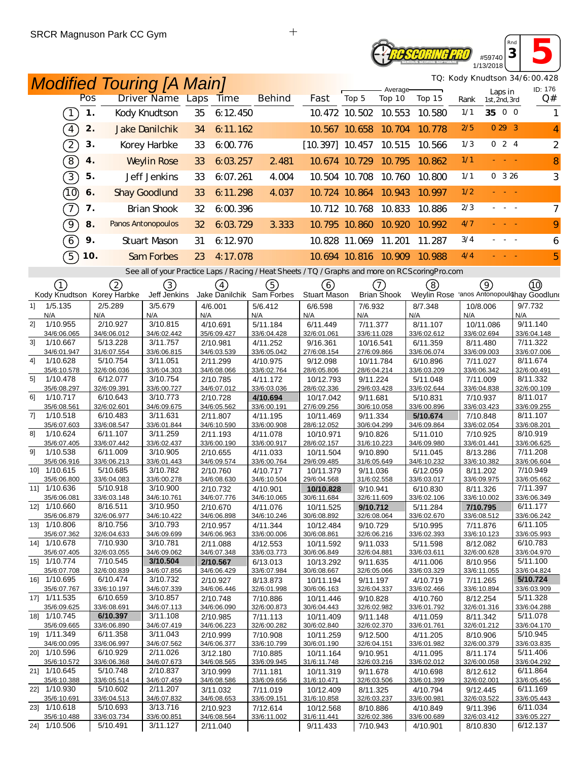SRCR Magnuson Park CC Gym

#59740 1/13/2018 Rnd 3 5

# Modified Touring [A Main]

TQ: Kody Knudtson 34/6:00.428

| Car | Pos | Driver Name | Laps | Time | Behind | Fast | Top 5 | Top 10 | Top 15 | Rank | Laps in 1st, 2nd, 3rd | Q# |
|---|---|---|---|---|---|---|---|---|---|---|---|---|
| 1 | 1. | Kody Knudtson | 35 | 6:12.450 | | 10.472 | 10.502 | 10.553 | 10.580 | 1/1 | 35 0 0 | 1 |
| 4 | 2. | Jake Danilchik | 34 | 6:11.162 | | 10.567 | 10.658 | 10.704 | 10.778 | 2/5 | 0 29 3 | 4 |
| 2 | 3. | Korey Harbke | 33 | 6:00.776 | | [10.397] | 10.457 | 10.515 | 10.566 | 1/3 | 0 2 4 | 2 |
| 8 | 4. | Weylin Rose | 33 | 6:03.257 | 2.481 | 10.674 | 10.729 | 10.795 | 10.862 | 1/1 | - - - | 8 |
| 3 | 5. | Jeff Jenkins | 33 | 6:07.261 | 4.004 | 10.504 | 10.708 | 10.760 | 10.800 | 1/1 | 0 3 26 | 3 |
| 10 | 6. | Shay Goodlund | 33 | 6:11.298 | 4.037 | 10.724 | 10.864 | 10.943 | 10.997 | 1/2 | - - - | |
| 7 | 7. | Brian Shook | 32 | 6:00.396 | | 10.712 | 10.768 | 10.833 | 10.886 | 2/3 | - - - | 7 |
| 9 | 8. | Panos Antonopoulos | 32 | 6:03.729 | 3.333 | 10.795 | 10.860 | 10.920 | 10.992 | 4/7 | - - - | 9 |
| 6 | 9. | Stuart Mason | 31 | 6:12.970 | | 10.828 | 11.069 | 11.201 | 11.287 | 3/4 | - - - | 6 |
| 5 | 10. | Sam Forbes | 23 | 4:17.078 | | 10.694 | 10.816 | 10.909 | 10.988 | 4/4 | - - - | 5 |

See all of your Practice Laps / Racing / Heat Sheets / TQ / Graphs and more on RCScoringPro.com

| Lap | 1 Kody Knudtson | 2 Korey Harbke | 3 Jeff Jenkins | 4 Jake Danilchik | 5 Sam Forbes | 6 Stuart Mason | 7 Brian Shook | 8 Weylin Rose | 9 Panos Antonopoulos | 10 Shay Goodlund |
|---|---|---|---|---|---|---|---|---|---|---|
| 1] | 1/5.135<br>N/A | 2/5.289<br>N/A | 3/5.679<br>N/A | 4/6.001<br>N/A | 5/6.412<br>N/A | 6/6.598<br>N/A | 7/6.932<br>N/A | 8/7.348<br>N/A | 10/8.006<br>N/A | 9/7.732<br>N/A |
| 2] | 1/10.955<br>34/6:06.065 | 2/10.927<br>34/6:06.012 | 3/10.815<br>33/6:02.442 | 4/10.691<br>35/6:09.427 | 5/11.184<br>33/6:04.428 | 6/11.449<br>32/6:01.061 | 7/11.377<br>33/6:11.028 | 8/11.107<br>33/6:02.612 | 10/11.086<br>33/6:02.694 | 9/11.140<br>33/6:04.148 |
| 3] | 1/10.667<br>34/6:01.947 | 5/13.228<br>31/6:07.554 | 3/11.757<br>33/6:06.815 | 2/10.981<br>34/6:03.539 | 4/11.252<br>33/6:05.042 | 9/16.361<br>27/6:08.154 | 10/16.541<br>27/6:09.866 | 6/11.359<br>33/6:06.074 | 8/11.480<br>33/6:09.003 | 7/11.322<br>33/6:07.006 |
| 4] | 1/10.628<br>35/6:10.578 | 5/10.754<br>32/6:06.036 | 3/11.051<br>33/6:04.303 | 2/11.299<br>34/6:08.066 | 4/10.975<br>33/6:02.764 | 9/12.098<br>28/6:05.806 | 10/11.784<br>28/6:04.214 | 6/10.896<br>33/6:03.209 | 7/11.027<br>33/6:06.342 | 8/11.674<br>32/6:00.491 |
| 5] | 1/10.478<br>35/6:08.297 | 6/12.077<br>32/6:09.391 | 3/10.754<br>33/6:00.727 | 2/10.785<br>34/6:07.012 | 4/11.172<br>33/6:03.036 | 10/12.793<br>28/6:02.336 | 9/11.224<br>29/6:03.428 | 5/11.048<br>33/6:02.644 | 7/11.009<br>33/6:04.838 | 8/11.332<br>32/6:00.109 |
| 6] | 1/10.717<br>35/6:08.561 | 6/10.643<br>32/6:02.601 | 3/10.773<br>34/6:09.675 | 2/10.728<br>34/6:05.562 | 4/10.694<br>33/6:00.191 | 10/17.042<br>27/6:09.256 | 9/11.681<br>30/6:10.058 | 5/10.831<br>33/6:00.896 | 7/10.937<br>33/6:03.423 | 8/11.017<br>33/6:09.255 |
| 7] | 1/10.518<br>35/6:07.603 | 6/10.483<br>33/6:08.547 | 3/11.631<br>33/6:01.844 | 2/11.807<br>34/6:10.590 | 4/11.195<br>33/6:00.908 | 10/11.469<br>28/6:12.052 | 9/11.334<br>30/6:04.299 | 5/10.674<br>34/6:09.864 | 7/10.848<br>33/6:02.054 | 8/11.107<br>33/6:08.201 |
| 8] | 1/10.624<br>35/6:07.405 | 6/11.107<br>33/6:07.442 | 3/11.259<br>33/6:02.437 | 2/11.193<br>33/6:00.190 | 4/11.078<br>33/6:00.917 | 10/10.971<br>28/6:02.157 | 9/10.826<br>31/6:10.223 | 5/11.010<br>34/6:09.980 | 7/10.925<br>33/6:01.441 | 8/10.919<br>33/6:06.625 |
| 9] | 1/10.538<br>35/6:06.916 | 6/11.009<br>33/6:06.213 | 3/10.905<br>33/6:01.443 | 2/10.655<br>34/6:09.574 | 4/11.033<br>33/6:00.764 | 10/11.504<br>29/6:09.485 | 9/10.890<br>31/6:05.649 | 5/11.045<br>34/6:10.232 | 8/13.286<br>33/6:10.382 | 7/11.208<br>33/6:06.604 |
| 10] | 1/10.615<br>35/6:06.800 | 5/10.685<br>33/6:04.083 | 3/10.782<br>33/6:00.278 | 2/10.760<br>34/6:08.630 | 4/10.717<br>34/6:10.504 | 10/11.379<br>29/6:04.568 | 9/11.036<br>31/6:02.558 | 6/12.059<br>33/6:03.017 | 8/11.202<br>33/6:09.975 | 7/10.949<br>33/6:05.662 |
| 11] | 1/10.636<br>35/6:06.081 | 5/10.918<br>33/6:03.148 | 3/10.900<br>34/6:10.761 | 2/10.732<br>34/6:07.776 | 4/10.901<br>34/6:10.065 | 10/10.828<br>30/6:11.684 | 9/10.941<br>32/6:11.609 | 6/10.830<br>33/6:02.106 | 8/11.326<br>33/6:10.002 | 7/11.397<br>33/6:06.349 |
| 12] | 1/10.660<br>35/6:06.979 | 8/16.511<br>32/6:06.977 | 3/10.950<br>34/6:10.422 | 2/10.670<br>34/6:06.898 | 4/11.076<br>34/6:10.246 | 10/11.525<br>30/6:08.892 | 9/10.712<br>32/6:08.064 | 5/11.284<br>33/6:02.670 | 7/10.795<br>33/6:08.512 | 6/11.177<br>33/6:06.242 |
| 13] | 1/10.806<br>35/6:07.362 | 8/10.756<br>32/6:04.633 | 3/10.793<br>34/6:09.699 | 2/10.957<br>34/6:06.963 | 4/11.344<br>33/6:00.006 | 10/12.484<br>30/6:08.861 | 9/10.729<br>32/6:06.216 | 5/10.995<br>33/6:02.393 | 7/11.876<br>33/6:10.123 | 6/11.105<br>33/6:05.993 |
| 14] | 1/10.678<br>35/6:07.405 | 7/10.930<br>32/6:03.055 | 3/10.781<br>34/6:09.062 | 2/11.088<br>34/6:07.348 | 4/12.553<br>33/6:03.773 | 10/11.592<br>30/6:06.849 | 9/11.033<br>32/6:04.881 | 5/11.598<br>33/6:03.611 | 8/12.082<br>32/6:00.628 | 6/10.783<br>33/6:04.970 |
| 15] | 1/10.774<br>35/6:07.708 | 7/10.545<br>32/6:00.839 | 3/10.504<br>34/6:07.856 | 2/10.567<br>34/6:06.429 | 6/13.013<br>33/6:07.984 | 10/13.292<br>30/6:08.667 | 9/11.635<br>32/6:05.066 | 4/11.006<br>33/6:03.329 | 8/10.956<br>33/6:11.055 | 5/11.100<br>33/6:04.824 |
| 16] | 1/10.695<br>35/6:07.767 | 6/10.474<br>33/6:10.197 | 3/10.732<br>34/6:07.339 | 2/10.927<br>34/6:06.446 | 8/13.873<br>32/6:01.998 | 10/11.194<br>30/6:06.163 | 9/11.197<br>32/6:04.337 | 4/10.719<br>33/6:02.466 | 7/11.265<br>33/6:10.894 | 5/10.724<br>33/6:03.909 |
| 17] | 1/11.535<br>35/6:09.625 | 6/10.659<br>33/6:08.691 | 3/10.857<br>34/6:07.113 | 2/10.748<br>34/6:06.090 | 7/10.886<br>32/6:00.873 | 10/11.446<br>30/6:04.443 | 9/10.828<br>32/6:02.982 | 4/10.760<br>33/6:01.792 | 8/12.254<br>32/6:01.316 | 5/11.328<br>33/6:04.288 |
| 18] | 1/10.745<br>35/6:09.665 | 6/10.397<br>33/6:06.890 | 3/11.108<br>34/6:07.419 | 2/10.985<br>34/6:06.223 | 7/11.113<br>32/6:00.282 | 10/11.409<br>30/6:02.840 | 9/11.148<br>32/6:02.370 | 4/11.059<br>33/6:01.761 | 8/11.342<br>32/6:01.212 | 5/11.078<br>33/6:04.170 |
| 19] | 1/11.349<br>34/6:00.095 | 6/11.358<br>33/6:06.997 | 3/11.043<br>34/6:07.562 | 2/10.999<br>34/6:06.377 | 7/10.908<br>33/6:10.799 | 10/11.259<br>30/6:01.190 | 9/12.500<br>32/6:04.151 | 4/11.205<br>33/6:01.982 | 8/10.906<br>32/6:00.379 | 5/10.945<br>33/6:03.835 |
| 20] | 1/10.596<br>35/6:10.572 | 6/10.929<br>33/6:06.368 | 2/11.026<br>34/6:07.673 | 3/12.180<br>34/6:08.565 | 7/10.885<br>33/6:09.945 | 10/11.164<br>31/6:11.748 | 9/10.951<br>32/6:03.216 | 4/11.095<br>33/6:02.012 | 8/11.174<br>32/6:00.058 | 5/11.406<br>33/6:04.292 |
| 21] | 1/10.645<br>35/6:10.388 | 5/10.748<br>33/6:05.514 | 2/10.837<br>34/6:07.459 | 3/10.999<br>34/6:08.586 | 7/11.181<br>33/6:09.656 | 10/11.319<br>31/6:10.471 | 9/11.678<br>32/6:03.506 | 4/10.698<br>33/6:01.399 | 8/12.612<br>32/6:02.001 | 6/11.864<br>33/6:05.456 |
| 22] | 1/10.930<br>35/6:10.691 | 5/10.602<br>33/6:04.513 | 2/11.207<br>34/6:07.832 | 3/11.032<br>34/6:08.653 | 7/11.019<br>33/6:09.151 | 10/12.409<br>31/6:10.858 | 8/11.325<br>32/6:03.237 | 4/10.794<br>33/6:00.981 | 9/12.445<br>32/6:03.522 | 6/11.169<br>33/6:05.443 |
| 23] | 1/10.618<br>35/6:10.488 | 5/10.693<br>33/6:03.734 | 3/13.716<br>33/6:00.851 | 2/10.923<br>34/6:08.564 | 7/12.614<br>33/6:11.002 | 10/12.568<br>31/6:11.441 | 8/10.886<br>32/6:02.386 | 4/10.849<br>33/6:00.689 | 9/11.396<br>32/6:03.412 | 6/11.034<br>33/6:05.227 |
| 24] | 1/10.506 | 5/10.491 | 3/11.127 | 2/11.040 | | 9/11.433 | 7/10.943 | 4/10.901 | 8/10.830 | 6/12.137 |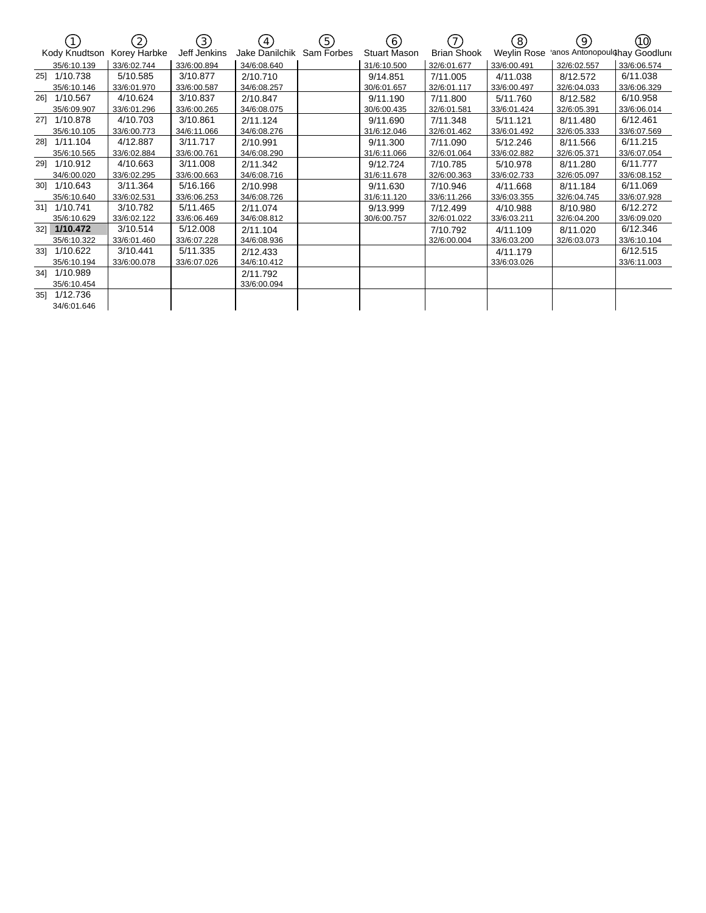| | ① Kody Knudtson | ② Korey Harbke | ③ Jeff Jenkins | ④ Jake Danilchik | ⑤ Sam Forbes | ⑥ Stuart Mason | ⑦ Brian Shook | ⑧ Weylin Rose | ⑨ 'anos Antonopoul | ⑩ 'hay Goodlun |
|---|---|---|---|---|---|---|---|---|---|---|
| | 35/6:10.139 | 33/6:02.744 | 33/6:00.894 | 34/6:08.640 | | 31/6:10.500 | 32/6:01.677 | 33/6:00.491 | 32/6:02.557 | 33/6:06.574 |
| 25] | 1/10.738<br>35/6:10.146 | 5/10.585<br>33/6:01.970 | 3/10.877<br>33/6:00.587 | 2/10.710<br>34/6:08.257 | | 9/14.851<br>30/6:01.657 | 7/11.005<br>32/6:01.117 | 4/11.038<br>33/6:00.497 | 8/12.572<br>32/6:04.033 | 6/11.038<br>33/6:06.329 |
| 26] | 1/10.567<br>35/6:09.907 | 4/10.624<br>33/6:01.296 | 3/10.837<br>33/6:00.265 | 2/10.847<br>34/6:08.075 | | 9/11.190<br>30/6:00.435 | 7/11.800<br>32/6:01.581 | 5/11.760<br>33/6:01.424 | 8/12.582<br>32/6:05.391 | 6/10.958<br>33/6:06.014 |
| 27] | 1/10.878<br>35/6:10.105 | 4/10.703<br>33/6:00.773 | 3/10.861<br>34/6:11.066 | 2/11.124<br>34/6:08.276 | | 9/11.690<br>31/6:12.046 | 7/11.348<br>32/6:01.462 | 5/11.121<br>33/6:01.492 | 8/11.480<br>32/6:05.333 | 6/12.461<br>33/6:07.569 |
| 28] | 1/11.104<br>35/6:10.565 | 4/12.887<br>33/6:02.884 | 3/11.717<br>33/6:00.761 | 2/10.991<br>34/6:08.290 | | 9/11.300<br>31/6:11.066 | 7/11.090<br>32/6:01.064 | 5/12.246<br>33/6:02.882 | 8/11.566<br>32/6:05.371 | 6/11.215<br>33/6:07.054 |
| 29] | 1/10.912<br>34/6:00.020 | 4/10.663<br>33/6:02.295 | 3/11.008<br>33/6:00.663 | 2/11.342<br>34/6:08.716 | | 9/12.724<br>31/6:11.678 | 7/10.785<br>32/6:00.363 | 5/10.978<br>33/6:02.733 | 8/11.280<br>32/6:05.097 | 6/11.777<br>33/6:08.152 |
| 30] | 1/10.643<br>35/6:10.640 | 3/11.364<br>33/6:02.531 | 5/16.166<br>33/6:06.253 | 2/10.998<br>34/6:08.726 | | 9/11.630<br>31/6:11.120 | 7/10.946<br>33/6:11.266 | 4/11.668<br>33/6:03.355 | 8/11.184<br>32/6:04.745 | 6/11.069<br>33/6:07.928 |
| 31] | 1/10.741<br>35/6:10.629 | 3/10.782<br>33/6:02.122 | 5/11.465<br>33/6:06.469 | 2/11.074<br>34/6:08.812 | | 9/13.999<br>30/6:00.757 | 7/12.499<br>32/6:01.022 | 4/10.988<br>33/6:03.211 | 8/10.980<br>32/6:04.200 | 6/12.272<br>33/6:09.020 |
| 32] | **1/10.472**<br>35/6:10.322 | 3/10.514<br>33/6:01.460 | 5/12.008<br>33/6:07.228 | 2/11.104<br>34/6:08.936 | | | 7/10.792<br>32/6:00.004 | 4/11.109<br>33/6:03.200 | 8/11.020<br>32/6:03.073 | 6/12.346<br>33/6:10.104 |
| 33] | 1/10.622<br>35/6:10.194 | 3/10.441<br>33/6:00.078 | 5/11.335<br>33/6:07.026 | 2/12.433<br>34/6:10.412 | | | | 4/11.179<br>33/6:03.026 | | 6/12.515<br>33/6:11.003 |
| 34] | 1/10.989<br>35/6:10.454 | | | 2/11.792<br>33/6:00.094 | | | | | | |
| 35] | 1/12.736<br>34/6:01.646 | | | | | | | | | |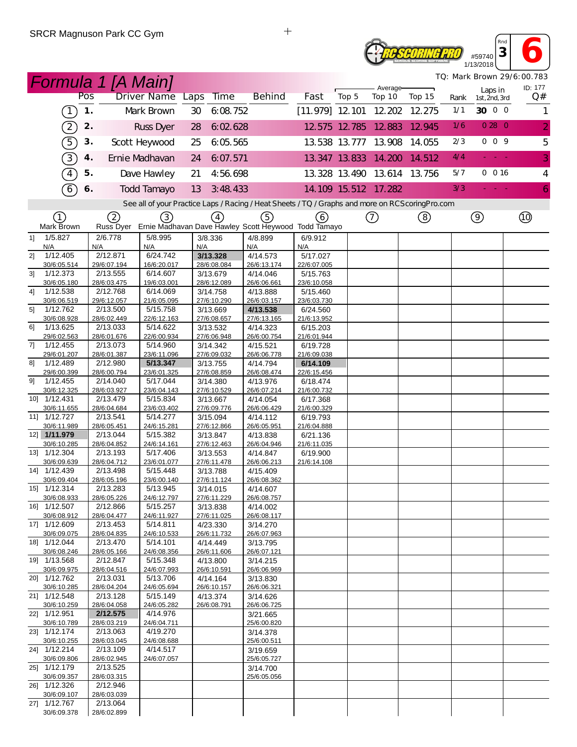SRCR Magnuson Park CC Gym

#59740 1/13/2018 Rnd 3 6

# Formula 1 [A Main]

TQ: Mark Brown 29/6:00.783

| | Pos | Driver Name | Laps | Time | Behind | Fast | Average Top 5 | Top 10 | Top 15 | Rank | Laps in 1st, 2nd, 3rd | ID: 177 Q# |
|---|---|---|---|---|---|---|---|---|---|---|---|---|
| (1) | 1. | Mark Brown | 30 | 6:08.752 | | [11.979] | 12.101 | 12.202 | 12.275 | 1/1 | 30 0 0 | 1 |
| (2) | 2. | Russ Dyer | 28 | 6:02.628 | | 12.575 | 12.785 | 12.883 | 12.945 | 1/6 | 0 28 0 | 2 |
| (5) | 3. | Scott Heywood | 25 | 6:05.565 | | 13.538 | 13.777 | 13.908 | 14.055 | 2/3 | 0 0 9 | 5 |
| (3) | 4. | Ernie Madhavan | 24 | 6:07.571 | | 13.347 | 13.833 | 14.200 | 14.512 | 4/4 | - - - | 3 |
| (4) | 5. | Dave Hawley | 21 | 4:56.698 | | 13.328 | 13.490 | 13.614 | 13.756 | 5/7 | 0 0 16 | 4 |
| (6) | 6. | Todd Tamayo | 13 | 3:48.433 | | 14.109 | 15.512 | 17.282 | | 3/3 | - - - | 6 |

See all of your Practice Laps / Racing / Heat Sheets / TQ / Graphs and more on RCScoringPro.com

| | (1) Mark Brown | (2) Russ Dyer | (3) Ernie Madhavan | (4) Dave Hawley | (5) Scott Heywood | (6) Todd Tamayo | (7) | (8) | (9) | (10) |
|---|---|---|---|---|---|---|---|---|---|---|
| 1] | 1/5.827 N/A | 2/6.778 N/A | 5/8.995 N/A | 3/8.336 N/A | 4/8.899 N/A | 6/9.912 N/A | | | | |
| 2] | 1/12.405 30/6:05.514 | 2/12.871 29/6:07.194 | 6/24.742 16/6:20.017 | **3/13.328** 28/6:08.084 | 4/14.573 26/6:13.174 | 5/17.027 22/6:07.005 | | | | |
| 3] | 1/12.373 30/6:05.180 | 2/13.555 28/6:03.475 | 6/14.607 19/6:03.001 | 3/13.679 28/6:12.089 | 4/14.046 26/6:06.661 | 5/15.763 23/6:10.058 | | | | |
| 4] | 1/12.538 30/6:06.519 | 2/12.768 29/6:12.057 | 6/14.069 21/6:05.095 | 3/14.758 27/6:10.290 | 4/13.888 26/6:03.157 | 5/15.460 23/6:03.730 | | | | |
| 5] | 1/12.762 30/6:08.928 | 2/13.500 28/6:02.449 | 5/15.758 22/6:12.163 | 3/13.669 27/6:08.657 | **4/13.538** 27/6:13.165 | 6/24.560 21/6:13.952 | | | | |
| 6] | 1/13.625 29/6:02.563 | 2/13.033 28/6:01.676 | 5/14.622 22/6:00.934 | 3/13.532 27/6:06.948 | 4/14.323 26/6:00.754 | 6/15.203 21/6:01.944 | | | | |
| 7] | 1/12.455 29/6:01.207 | 2/13.073 28/6:01.387 | 5/14.960 23/6:11.096 | 3/14.342 27/6:09.032 | 4/15.521 26/6:06.778 | 6/19.728 21/6:09.038 | | | | |
| 8] | 1/12.489 29/6:00.399 | 2/12.980 28/6:00.794 | **5/13.347** 23/6:01.325 | 3/13.755 27/6:08.859 | 4/14.794 26/6:08.474 | **6/14.109** 22/6:15.456 | | | | |
| 9] | 1/12.455 30/6:12.325 | 2/14.040 28/6:03.927 | 5/17.044 23/6:04.143 | 3/14.380 27/6:10.529 | 4/13.976 26/6:07.214 | 6/18.474 21/6:00.732 | | | | |
| 10] | 1/12.431 30/6:11.655 | 2/13.479 28/6:04.684 | 5/15.834 23/6:03.402 | 3/13.667 27/6:09.776 | 4/14.054 26/6:06.429 | 6/17.368 21/6:00.329 | | | | |
| 11] | 1/12.727 30/6:11.989 | 2/13.541 28/6:05.451 | 5/14.277 24/6:15.281 | 3/15.094 27/6:12.866 | 4/14.112 26/6:05.951 | 6/19.793 21/6:04.888 | | | | |
| 12] | **1/11.979** 30/6:10.285 | 2/13.044 28/6:04.852 | 5/15.382 24/6:14.161 | 3/13.847 27/6:12.463 | 4/13.838 26/6:04.946 | 6/21.136 21/6:11.035 | | | | |
| 13] | 1/12.304 30/6:09.639 | 2/13.193 28/6:04.712 | 5/17.406 23/6:01.077 | 3/13.553 27/6:11.478 | 4/14.847 26/6:06.213 | 6/19.900 21/6:14.108 | | | | |
| 14] | 1/12.439 30/6:09.404 | 2/13.498 28/6:05.196 | 5/15.448 23/6:00.140 | 3/13.788 27/6:11.124 | 4/15.409 26/6:08.362 | | | | | |
| 15] | 1/12.314 30/6:08.933 | 2/13.283 28/6:05.226 | 5/13.945 24/6:12.797 | 3/14.015 27/6:11.229 | 4/14.607 26/6:08.757 | | | | | |
| 16] | 1/12.507 30/6:08.912 | 2/12.866 28/6:04.477 | 5/15.257 24/6:11.927 | 3/13.838 27/6:11.025 | 4/14.002 26/6:08.117 | | | | | |
| 17] | 1/12.609 30/6:09.075 | 2/13.453 28/6:04.835 | 5/14.811 24/6:10.533 | 4/23.330 26/6:11.732 | 3/14.270 26/6:07.963 | | | | | |
| 18] | 1/12.044 30/6:08.246 | 2/13.470 28/6:05.166 | 5/14.101 24/6:08.356 | 4/14.449 26/6:11.606 | 3/13.795 26/6:07.121 | | | | | |
| 19] | 1/13.568 30/6:09.975 | 2/12.847 28/6:04.516 | 5/15.348 24/6:07.993 | 4/13.800 26/6:10.591 | 3/14.215 26/6:06.969 | | | | | |
| 20] | 1/12.762 30/6:10.285 | 2/13.031 28/6:04.204 | 5/13.706 24/6:05.694 | 4/14.164 26/6:10.157 | 3/13.830 26/6:06.321 | | | | | |
| 21] | 1/12.548 30/6:10.259 | 2/13.128 28/6:04.058 | 5/15.149 24/6:05.282 | 4/13.374 26/6:08.791 | 3/14.626 26/6:06.725 | | | | | |
| 22] | 1/12.951 30/6:10.789 | **2/12.575** 28/6:03.219 | 4/14.976 24/6:04.711 | | 3/21.665 25/6:00.820 | | | | | |
| 23] | 1/12.174 30/6:10.255 | 2/13.063 28/6:03.045 | 4/19.270 24/6:08.688 | | 3/14.378 25/6:00.511 | | | | | |
| 24] | 1/12.214 30/6:09.806 | 2/13.109 28/6:02.945 | 4/14.517 24/6:07.057 | | 3/19.659 25/6:05.727 | | | | | |
| 25] | 1/12.179 30/6:09.357 | 2/13.525 28/6:03.315 | | | 3/14.700 25/6:05.056 | | | | | |
| 26] | 1/12.326 30/6:09.107 | 2/12.946 28/6:03.039 | | | | | | | | |
| 27] | 1/12.767 30/6:09.378 | 2/13.064 28/6:02.899 | | | | | | | | |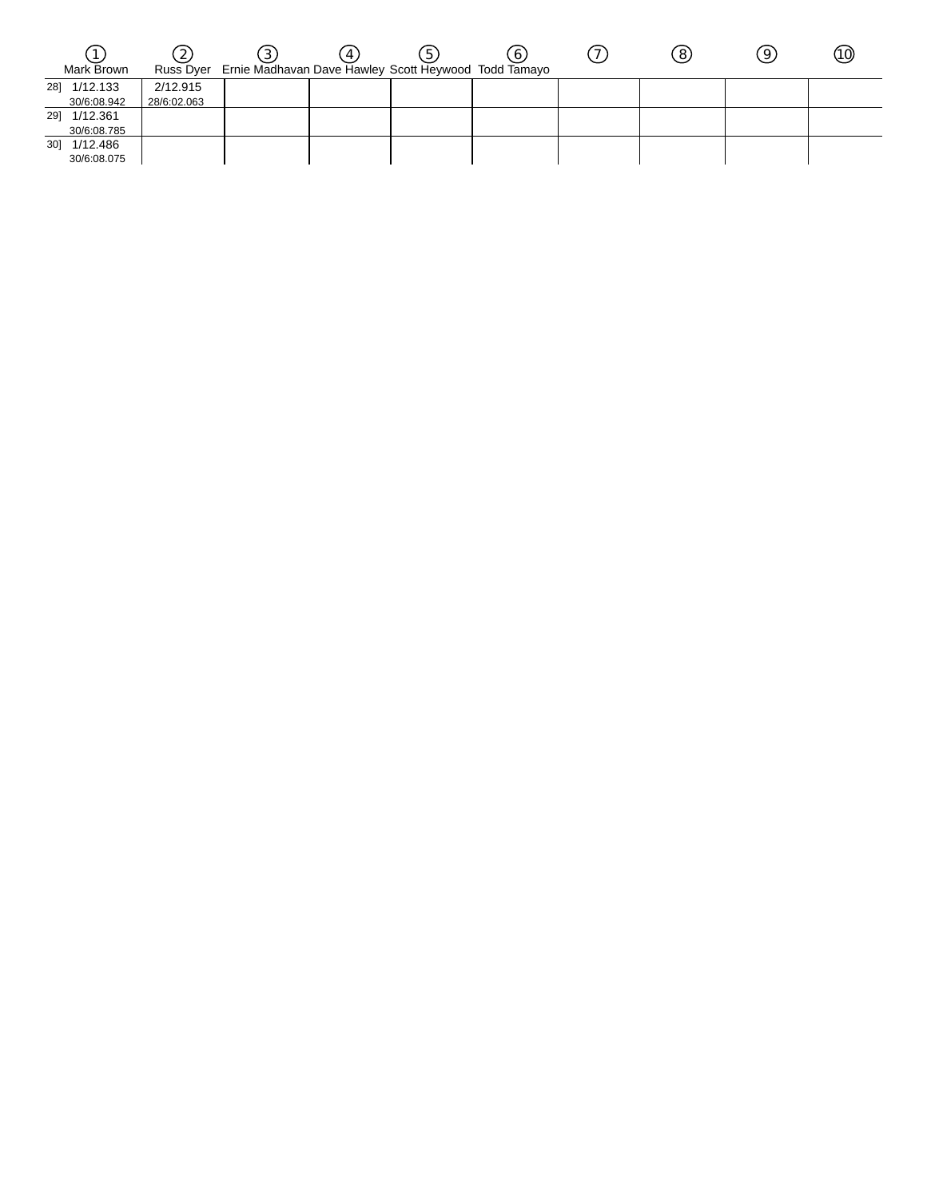| ① Mark Brown | ② Russ Dyer | ③ Ernie Madhavan | ④ Dave Hawley | ⑤ Scott Heywood | ⑥ Todd Tamayo | ⑦ | ⑧ | ⑨ | ⑩ |
|---|---|---|---|---|---|---|---|---|---|
| 28] 1/12.133 30/6:08.942 | 2/12.915 28/6:02.063 | | | | | | | | |
| 29] 1/12.361 30/6:08.785 | | | | | | | | | |
| 30] 1/12.486 30/6:08.075 | | | | | | | | | |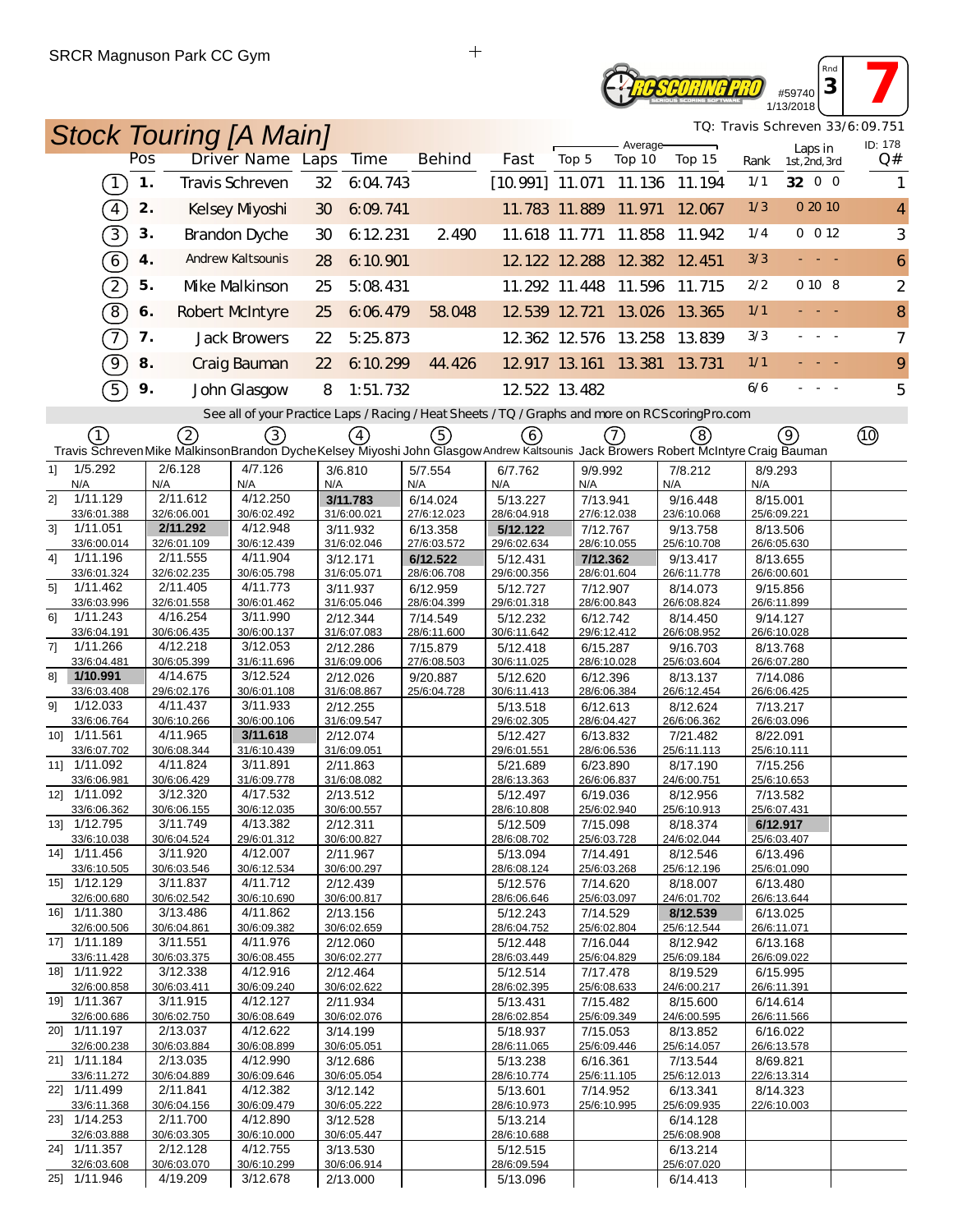SRCR Magnuson Park CC Gym

RC SCORING PRO #59740 1/13/2018 Rnd 3 7

## Stock Touring [A Main]

TQ: Travis Schreven 33/6:09.751

| | Pos | Driver Name | Laps | Time | Behind | Fast | Average Top 5 | Average Top 10 | Average Top 15 | Rank | Laps in 1st, 2nd, 3rd | ID: 178 Q# |
|---|---|---|---|---|---|---|---|---|---|---|---|---|
| (1) | 1. | Travis Schreven | 32 | 6:04.743 | | [10.991] | 11.071 | 11.136 | 11.194 | 1/1 | 32 0 0 | 1 |
| (4) | 2. | Kelsey Miyoshi | 30 | 6:09.741 | | 11.783 | 11.889 | 11.971 | 12.067 | 1/3 | 0 20 10 | 4 |
| (3) | 3. | Brandon Dyche | 30 | 6:12.231 | 2.490 | 11.618 | 11.771 | 11.858 | 11.942 | 1/4 | 0 0 12 | 3 |
| (6) | 4. | Andrew Kaltsounis | 28 | 6:10.901 | | 12.122 | 12.288 | 12.382 | 12.451 | 3/3 | - - - | 6 |
| (2) | 5. | Mike Malkinson | 25 | 5:08.431 | | 11.292 | 11.448 | 11.596 | 11.715 | 2/2 | 0 10 8 | 2 |
| (8) | 6. | Robert McIntyre | 25 | 6:06.479 | 58.048 | 12.539 | 12.721 | 13.026 | 13.365 | 1/1 | - - - | 8 |
| (7) | 7. | Jack Browers | 22 | 5:25.873 | | 12.362 | 12.576 | 13.258 | 13.839 | 3/3 | - - - | 7 |
| (9) | 8. | Craig Bauman | 22 | 6:10.299 | 44.426 | 12.917 | 13.161 | 13.381 | 13.731 | 1/1 | - - - | 9 |
| (5) | 9. | John Glasgow | 8 | 1:51.732 | | 12.522 | 13.482 | | | 6/6 | - - - | 5 |

See all of your Practice Laps / Racing / Heat Sheets / TQ / Graphs and more on RCScoringPro.com

| | (1) Travis Schreven | (2) Mike Malkinson | (3) Brandon Dyche | (4) Kelsey Miyoshi | (5) John Glasgow | (6) Andrew Kaltsounis | (7) Jack Browers | (8) Robert McIntyre | (9) Craig Bauman | (10) |
|---|---|---|---|---|---|---|---|---|---|---|
| 1] | 1/5.292<br>N/A | 2/6.128<br>N/A | 4/7.126<br>N/A | 3/6.810<br>N/A | 5/7.554<br>N/A | 6/7.762<br>N/A | 9/9.992<br>N/A | 7/8.212<br>N/A | 8/9.293<br>N/A | |
| 2] | 1/11.129<br>33/6:01.388 | 2/11.612<br>32/6:06.001 | 4/12.250<br>30/6:02.492 | 3/11.783<br>31/6:00.021 | 6/14.024<br>27/6:12.023 | 5/13.227<br>28/6:04.918 | 7/13.941<br>27/6:12.038 | 9/16.448<br>23/6:10.068 | 8/15.001<br>25/6:09.221 | |
| 3] | 1/11.051<br>33/6:00.014 | 2/11.292<br>32/6:01.109 | 4/12.948<br>30/6:12.439 | 3/11.932<br>31/6:02.046 | 6/13.358<br>27/6:03.572 | 5/12.122<br>29/6:02.634 | 7/12.767<br>28/6:10.055 | 9/13.758<br>25/6:10.708 | 8/13.506<br>26/6:05.630 | |
| 4] | 1/11.196<br>33/6:01.324 | 2/11.555<br>32/6:02.235 | 4/11.904<br>30/6:05.798 | 3/12.171<br>31/6:05.071 | 6/12.522<br>28/6:06.708 | 5/12.431<br>29/6:00.356 | 7/12.362<br>28/6:01.604 | 9/13.417<br>26/6:11.778 | 8/13.655<br>26/6:00.601 | |
| 5] | 1/11.462<br>33/6:03.996 | 2/11.405<br>32/6:01.558 | 4/11.773<br>30/6:01.462 | 3/11.937<br>31/6:05.046 | 6/12.959<br>28/6:04.399 | 5/12.727<br>29/6:01.318 | 7/12.907<br>28/6:00.843 | 8/14.073<br>26/6:08.824 | 9/15.856<br>26/6:11.899 | |
| 6] | 1/11.243<br>33/6:04.191 | 4/16.254<br>30/6:06.435 | 3/11.990<br>30/6:00.137 | 2/12.344<br>31/6:07.083 | 7/14.549<br>28/6:11.600 | 5/12.232<br>30/6:11.642 | 6/12.742<br>29/6:12.412 | 8/14.450<br>26/6:08.952 | 9/14.127<br>26/6:10.028 | |
| 7] | 1/11.266<br>33/6:04.481 | 4/12.218<br>30/6:05.399 | 3/12.053<br>31/6:11.696 | 2/12.286<br>31/6:09.006 | 7/15.879<br>27/6:08.503 | 5/12.418<br>30/6:11.025 | 6/15.287<br>28/6:10.028 | 9/16.703<br>25/6:03.604 | 8/13.768<br>26/6:07.280 | |
| 8] | 1/10.991<br>33/6:03.408 | 4/14.675<br>29/6:02.176 | 3/12.524<br>30/6:01.108 | 2/12.026<br>31/6:08.867 | 9/20.887<br>25/6:04.728 | 5/12.620<br>30/6:11.413 | 6/12.396<br>28/6:06.384 | 8/13.137<br>26/6:12.454 | 7/14.086<br>26/6:06.425 | |
| 9] | 1/12.033<br>33/6:06.764 | 4/11.437<br>30/6:10.266 | 3/11.933<br>30/6:00.106 | 2/12.255<br>31/6:09.547 | | 5/13.518<br>29/6:02.305 | 6/12.613<br>28/6:04.427 | 8/12.624<br>26/6:06.362 | 7/13.217<br>26/6:03.096 | |
| 10] | 1/11.561<br>33/6:07.702 | 4/11.965<br>30/6:08.344 | 3/11.618<br>31/6:10.439 | 2/12.074<br>31/6:09.051 | | 5/12.427<br>29/6:01.551 | 6/13.832<br>28/6:06.536 | 7/21.482<br>25/6:11.113 | 8/22.091<br>25/6:10.111 | |
| 11] | 1/11.092<br>33/6:06.981 | 4/11.824<br>30/6:06.429 | 3/11.891<br>31/6:09.778 | 2/11.863<br>31/6:08.082 | | 5/21.689<br>28/6:13.363 | 6/23.890<br>26/6:06.837 | 8/17.190<br>24/6:00.751 | 7/15.256<br>25/6:10.653 | |
| 12] | 1/11.092<br>33/6:06.362 | 3/12.320<br>30/6:06.155 | 4/17.532<br>30/6:12.035 | 2/13.512<br>30/6:00.557 | | 5/12.497<br>28/6:10.808 | 6/19.036<br>25/6:02.940 | 8/12.956<br>25/6:10.913 | 7/13.582<br>25/6:07.431 | |
| 13] | 1/12.795<br>33/6:10.038 | 3/11.749<br>30/6:04.524 | 4/13.382<br>29/6:01.312 | 2/12.311<br>30/6:00.827 | | 5/12.509<br>28/6:08.702 | 7/15.098<br>25/6:03.728 | 8/18.374<br>24/6:02.044 | 6/12.917<br>25/6:03.407 | |
| 14] | 1/11.456<br>33/6:10.505 | 3/11.920<br>30/6:03.546 | 4/12.007<br>30/6:12.534 | 2/11.967<br>30/6:00.297 | | 5/13.094<br>28/6:08.124 | 7/14.491<br>25/6:03.268 | 8/12.546<br>25/6:12.196 | 6/13.496<br>25/6:01.090 | |
| 15] | 1/12.129<br>32/6:00.680 | 3/11.837<br>30/6:02.542 | 4/11.712<br>30/6:10.690 | 2/12.439<br>30/6:00.817 | | 5/12.576<br>28/6:06.646 | 7/14.620<br>25/6:03.097 | 8/18.007<br>24/6:01.702 | 6/13.480<br>26/6:13.644 | |
| 16] | 1/11.380<br>32/6:00.506 | 3/13.486<br>30/6:04.861 | 4/11.862<br>30/6:09.382 | 2/13.156<br>30/6:02.659 | | 5/12.243<br>28/6:04.752 | 7/14.529<br>25/6:02.804 | 8/12.539<br>25/6:12.544 | 6/13.025<br>26/6:11.071 | |
| 17] | 1/11.189<br>33/6:11.428 | 3/11.551<br>30/6:03.375 | 4/11.976<br>30/6:08.455 | 2/12.060<br>30/6:02.277 | | 5/12.448<br>28/6:03.449 | 7/16.044<br>25/6:04.829 | 8/12.942<br>25/6:09.184 | 6/13.168<br>26/6:09.022 | |
| 18] | 1/11.922<br>32/6:00.858 | 3/12.338<br>30/6:03.411 | 4/12.916<br>30/6:09.240 | 2/12.464<br>30/6:02.622 | | 5/12.514<br>28/6:02.395 | 7/17.478<br>25/6:08.633 | 8/19.529<br>24/6:00.217 | 6/15.995<br>26/6:11.391 | |
| 19] | 1/11.367<br>32/6:00.686 | 3/11.915<br>30/6:02.750 | 4/12.127<br>30/6:08.649 | 2/11.934<br>30/6:02.076 | | 5/13.431<br>28/6:02.854 | 7/15.482<br>25/6:09.349 | 8/15.600<br>24/6:00.595 | 6/14.614<br>26/6:11.566 | |
| 20] | 1/11.197<br>32/6:00.238 | 2/13.037<br>30/6:03.884 | 4/12.622<br>30/6:08.899 | 3/14.199<br>30/6:05.051 | | 5/18.937<br>28/6:11.065 | 7/15.053<br>25/6:09.446 | 8/13.852<br>25/6:14.057 | 6/16.022<br>26/6:13.578 | |
| 21] | 1/11.184<br>33/6:11.272 | 2/13.035<br>30/6:04.889 | 4/12.990<br>30/6:09.646 | 3/12.686<br>30/6:05.054 | | 5/13.238<br>28/6:10.774 | 6/16.361<br>25/6:11.105 | 7/13.544<br>25/6:12.013 | 8/69.821<br>22/6:13.314 | |
| 22] | 1/11.499<br>33/6:11.368 | 2/11.841<br>30/6:04.156 | 4/12.382<br>30/6:09.479 | 3/12.142<br>30/6:05.222 | | 5/13.601<br>28/6:10.973 | 7/14.952<br>25/6:10.995 | 6/13.341<br>25/6:09.935 | 8/14.323<br>22/6:10.003 | |
| 23] | 1/14.253<br>32/6:03.888 | 2/11.700<br>30/6:03.305 | 4/12.890<br>30/6:10.000 | 3/12.528<br>30/6:05.447 | | 5/13.214<br>28/6:10.688 | | 6/14.128<br>25/6:08.908 | | |
| 24] | 1/11.357<br>32/6:03.608 | 2/12.128<br>30/6:03.070 | 4/12.755<br>30/6:10.299 | 3/13.530<br>30/6:06.914 | | 5/12.515<br>28/6:09.594 | | 6/13.214<br>25/6:07.020 | | |
| 25] | 1/11.946 | 4/19.209 | 3/12.678 | 2/13.000 | | 5/13.096 | | 6/14.413 | | |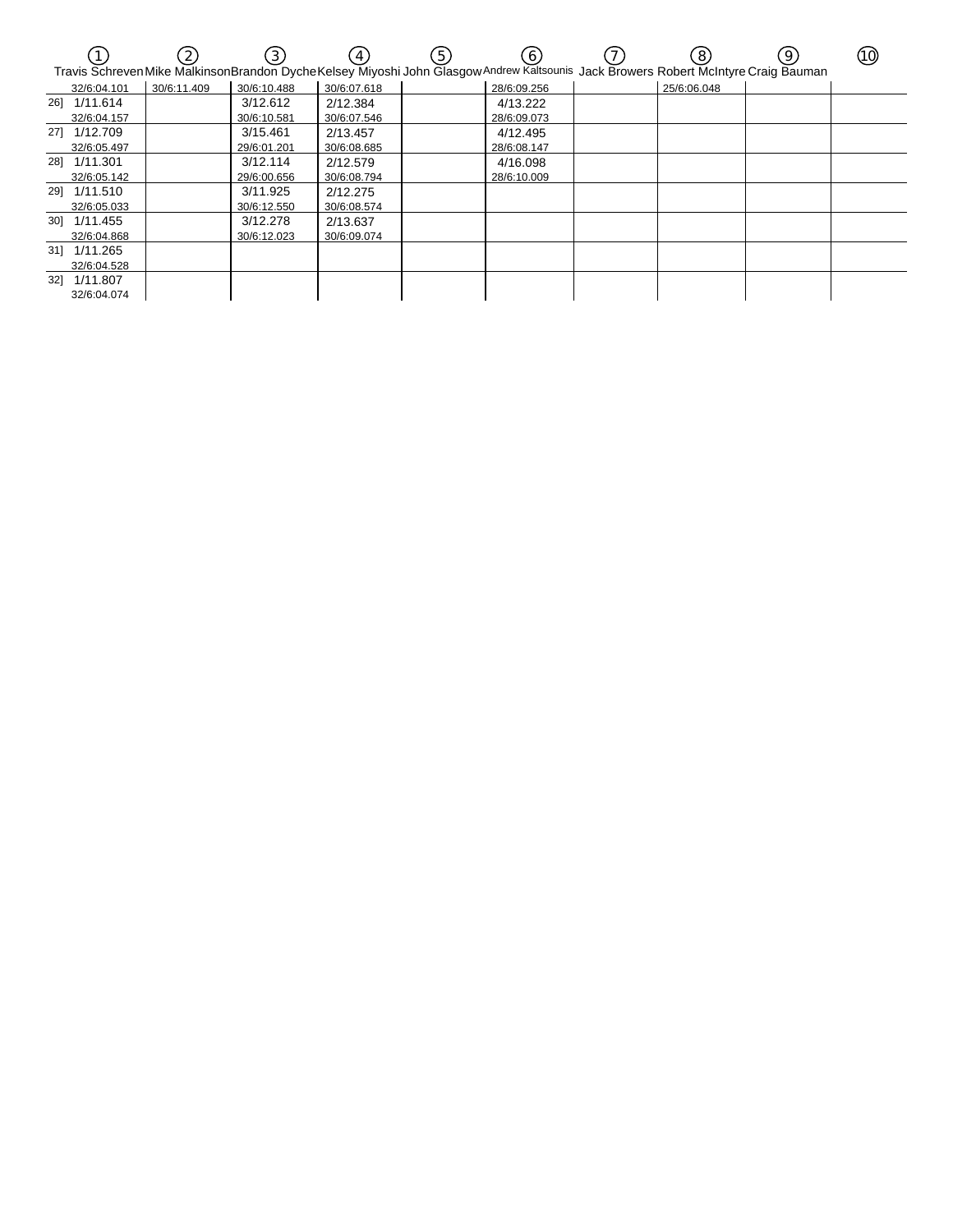| ① Travis Schreven | ② Mike Malkinson | ③ Brandon Dyche | ④ Kelsey Miyoshi | ⑤ John Glasgow | ⑥ Andrew Kaltsounis | ⑦ Jack Browers | ⑧ Robert McIntyre | ⑨ Craig Bauman | ⑩ |
|---|---|---|---|---|---|---|---|---|---|
| 32/6:04.101 | 30/6:11.409 | 30/6:10.488 | 30/6:07.618 | | 28/6:09.256 | | 25/6:06.048 | | |
| 26] 1/11.614<br>32/6:04.157 | | 3/12.612<br>30/6:10.581 | 2/12.384<br>30/6:07.546 | | 4/13.222<br>28/6:09.073 | | | | |
| 27] 1/12.709<br>32/6:05.497 | | 3/15.461<br>29/6:01.201 | 2/13.457<br>30/6:08.685 | | 4/12.495<br>28/6:08.147 | | | | |
| 28] 1/11.301<br>32/6:05.142 | | 3/12.114<br>29/6:00.656 | 2/12.579<br>30/6:08.794 | | 4/16.098<br>28/6:10.009 | | | | |
| 29] 1/11.510<br>32/6:05.033 | | 3/11.925<br>30/6:12.550 | 2/12.275<br>30/6:08.574 | | | | | | |
| 30] 1/11.455<br>32/6:04.868 | | 3/12.278<br>30/6:12.023 | 2/13.637<br>30/6:09.074 | | | | | | |
| 31] 1/11.265<br>32/6:04.528 | | | | | | | | | |
| 32] 1/11.807<br>32/6:04.074 | | | | | | | | | |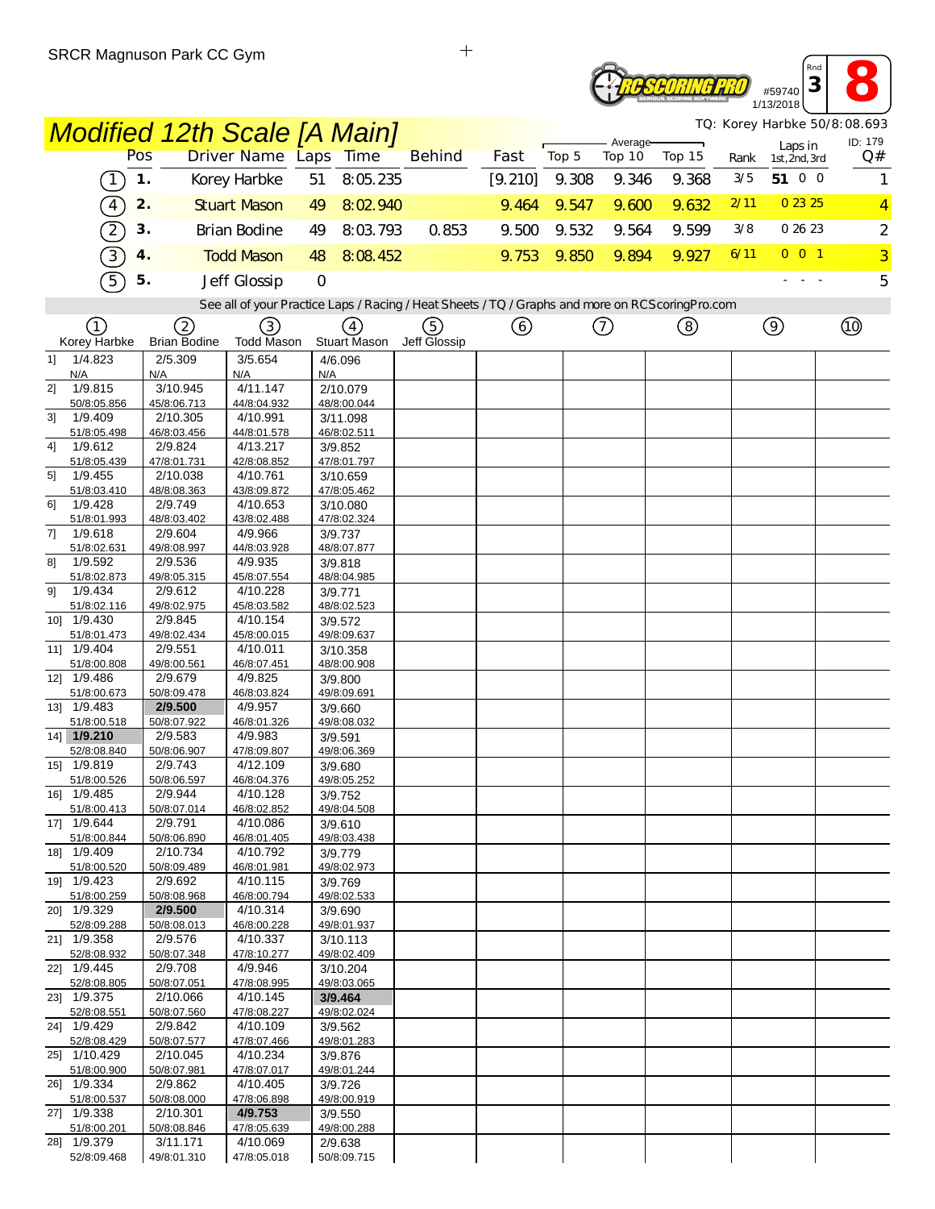SRCR Magnuson Park CC Gym

#59740 1/13/2018 Rnd 3 **8**

# Modified 12th Scale [A Main]

TQ: Korey Harbke 50/8:08.693

ID: 179

| | Pos | Driver Name | Laps | Time | Behind | Fast | Average Top 5 | Average Top 10 | Average Top 15 | Rank | Laps in 1st, 2nd, 3rd | Q# |
|---|---|---|---|---|---|---|---|---|---|---|---|---|
| 1 | 1. | Korey Harbke | 51 | 8:05.235 | | [9.210] | 9.308 | 9.346 | 9.368 | 3/5 | **51** 0 0 | 1 |
| 4 | 2. | Stuart Mason | 49 | 8:02.940 | | 9.464 | 9.547 | 9.600 | 9.632 | 2/11 | 0 23 25 | 4 |
| 2 | 3. | Brian Bodine | 49 | 8:03.793 | 0.853 | 9.500 | 9.532 | 9.564 | 9.599 | 3/8 | 0 26 23 | 2 |
| 3 | 4. | Todd Mason | 48 | 8:08.452 | | 9.753 | 9.850 | 9.894 | 9.927 | 6/11 | 0 0 1 | 3 |
| 5 | 5. | Jeff Glossip | 0 | | | | | | | | - - - | 5 |

See all of your Practice Laps / Racing / Heat Sheets / TQ / Graphs and more on RCScoringPro.com

| Lap | 1 Korey Harbke | 2 Brian Bodine | 3 Todd Mason | 4 Stuart Mason | 5 Jeff Glossip | 6 | 7 | 8 | 9 | 10 |
|---|---|---|---|---|---|---|---|---|---|---|
| 1] | 1/4.823 N/A | 2/5.309 N/A | 3/5.654 N/A | 4/6.096 N/A | | | | | | |
| 2] | 1/9.815 50/8:05.856 | 3/10.945 45/8:06.713 | 4/11.147 44/8:04.932 | 2/10.079 48/8:00.044 | | | | | | |
| 3] | 1/9.409 51/8:05.498 | 2/10.305 46/8:03.456 | 4/10.991 44/8:01.578 | 3/11.098 46/8:02.511 | | | | | | |
| 4] | 1/9.612 51/8:05.439 | 2/9.824 47/8:01.731 | 4/13.217 42/8:08.852 | 3/9.852 47/8:01.797 | | | | | | |
| 5] | 1/9.455 51/8:03.410 | 2/10.038 48/8:08.363 | 4/10.761 43/8:09.872 | 3/10.659 47/8:05.462 | | | | | | |
| 6] | 1/9.428 51/8:01.993 | 2/9.749 48/8:03.402 | 4/10.653 43/8:02.488 | 3/10.080 47/8:02.324 | | | | | | |
| 7] | 1/9.618 51/8:02.631 | 2/9.604 49/8:08.997 | 4/9.966 44/8:03.928 | 3/9.737 48/8:07.877 | | | | | | |
| 8] | 1/9.592 51/8:02.873 | 2/9.536 49/8:05.315 | 4/9.935 45/8:07.554 | 3/9.818 48/8:04.985 | | | | | | |
| 9] | 1/9.434 51/8:02.116 | 2/9.612 49/8:02.975 | 4/10.228 45/8:03.582 | 3/9.771 48/8:02.523 | | | | | | |
| 10] | 1/9.430 51/8:01.473 | 2/9.845 49/8:02.434 | 4/10.154 45/8:00.015 | 3/9.572 49/8:09.637 | | | | | | |
| 11] | 1/9.404 51/8:00.808 | 2/9.551 49/8:00.561 | 4/10.011 46/8:07.451 | 3/10.358 48/8:00.908 | | | | | | |
| 12] | 1/9.486 51/8:00.673 | 2/9.679 50/8:09.478 | 4/9.825 46/8:03.824 | 3/9.800 49/8:09.691 | | | | | | |
| 13] | 1/9.483 51/8:00.518 | **2/9.500** 50/8:07.922 | 4/9.957 46/8:01.326 | 3/9.660 49/8:08.032 | | | | | | |
| 14] | **1/9.210** 52/8:08.840 | 2/9.583 50/8:06.907 | 4/9.983 47/8:09.807 | 3/9.591 49/8:06.369 | | | | | | |
| 15] | 1/9.819 51/8:00.526 | 2/9.743 50/8:06.597 | 4/12.109 46/8:04.376 | 3/9.680 49/8:05.252 | | | | | | |
| 16] | 1/9.485 51/8:00.413 | 2/9.944 50/8:07.014 | 4/10.128 46/8:02.852 | 3/9.752 49/8:04.508 | | | | | | |
| 17] | 1/9.644 51/8:00.844 | 2/9.791 50/8:06.890 | 4/10.086 46/8:01.405 | 3/9.610 49/8:03.438 | | | | | | |
| 18] | 1/9.409 51/8:00.520 | 2/10.734 50/8:09.489 | 4/10.792 46/8:01.981 | 3/9.779 49/8:02.973 | | | | | | |
| 19] | 1/9.423 51/8:00.259 | 2/9.692 50/8:08.968 | 4/10.115 46/8:00.794 | 3/9.769 49/8:02.533 | | | | | | |
| 20] | 1/9.329 52/8:09.288 | **2/9.500** 50/8:08.013 | 4/10.314 46/8:00.228 | 3/9.690 49/8:01.937 | | | | | | |
| 21] | 1/9.358 52/8:08.932 | 2/9.576 50/8:07.348 | 4/10.337 47/8:10.277 | 3/10.113 49/8:02.409 | | | | | | |
| 22] | 1/9.445 52/8:08.805 | 2/9.708 50/8:07.051 | 4/9.946 47/8:08.995 | 3/10.204 49/8:03.065 | | | | | | |
| 23] | 1/9.375 52/8:08.551 | 2/10.066 50/8:07.560 | 4/10.145 47/8:08.227 | **3/9.464** 49/8:02.024 | | | | | | |
| 24] | 1/9.429 52/8:08.429 | 2/9.842 50/8:07.577 | 4/10.109 47/8:07.466 | 3/9.562 49/8:01.283 | | | | | | |
| 25] | 1/10.429 51/8:00.900 | 2/10.045 50/8:07.981 | 4/10.234 47/8:07.017 | 3/9.876 49/8:01.244 | | | | | | |
| 26] | 1/9.334 51/8:00.537 | 2/9.862 50/8:08.000 | 4/10.405 47/8:06.898 | 3/9.726 49/8:00.919 | | | | | | |
| 27] | 1/9.338 51/8:00.201 | 2/10.301 50/8:08.846 | **4/9.753** 47/8:05.639 | 3/9.550 49/8:00.288 | | | | | | |
| 28] | 1/9.379 52/8:09.468 | 3/11.171 49/8:01.310 | 4/10.069 47/8:05.018 | 2/9.638 50/8:09.715 | | | | | | |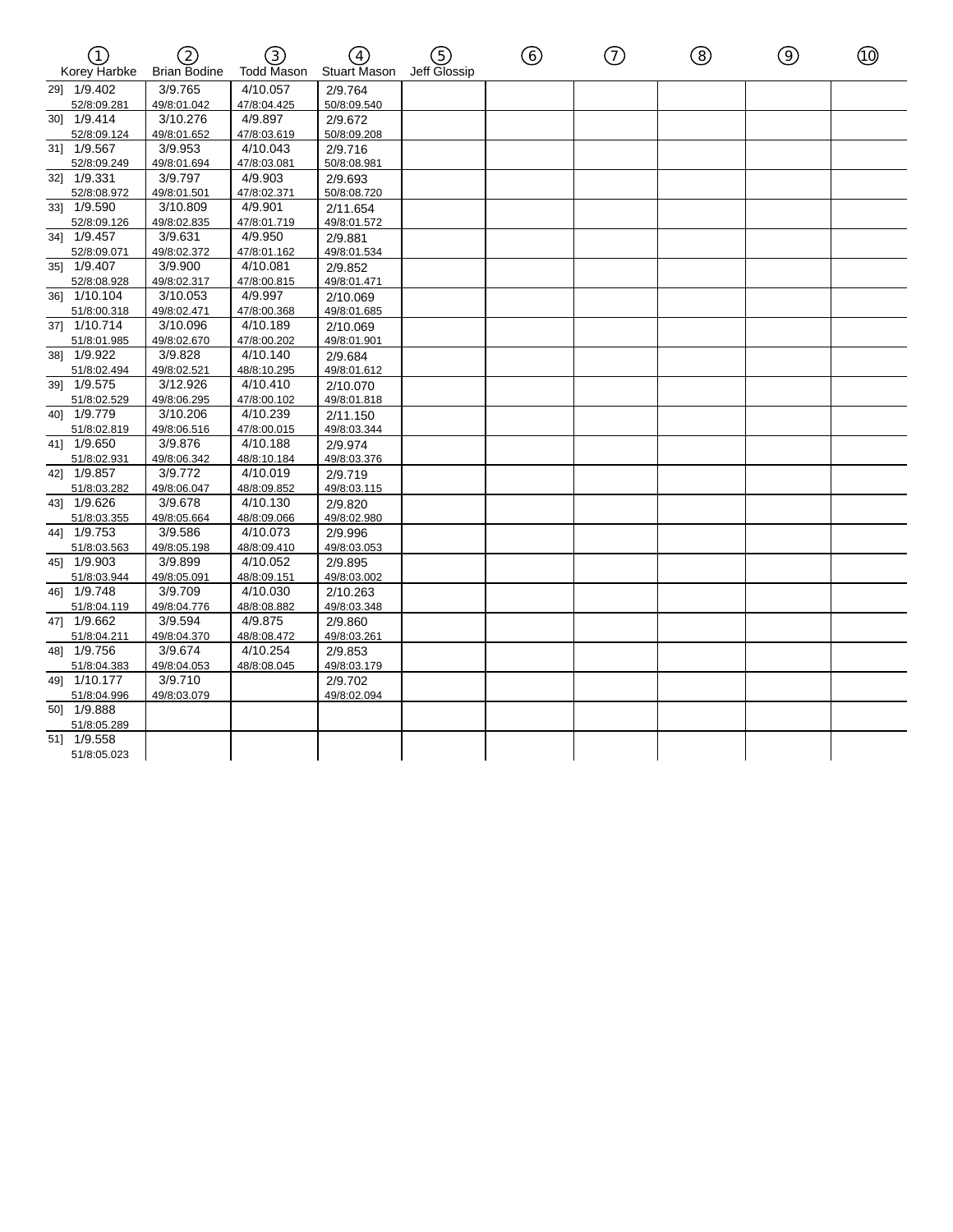| | ① Korey Harbke | ② Brian Bodine | ③ Todd Mason | ④ Stuart Mason | ⑤ Jeff Glossip | ⑥ | ⑦ | ⑧ | ⑨ | ⑩ |
|---|---|---|---|---|---|---|---|---|---|---|
| 29] | 1/9.402 52/8:09.281 | 3/9.765 49/8:01.042 | 4/10.057 47/8:04.425 | 2/9.764 50/8:09.540 | | | | | | |
| 30] | 1/9.414 52/8:09.124 | 3/10.276 49/8:01.652 | 4/9.897 47/8:03.619 | 2/9.672 50/8:09.208 | | | | | | |
| 31] | 1/9.567 52/8:09.249 | 3/9.953 49/8:01.694 | 4/10.043 47/8:03.081 | 2/9.716 50/8:08.981 | | | | | | |
| 32] | 1/9.331 52/8:08.972 | 3/9.797 49/8:01.501 | 4/9.903 47/8:02.371 | 2/9.693 50/8:08.720 | | | | | | |
| 33] | 1/9.590 52/8:09.126 | 3/10.809 49/8:02.835 | 4/9.901 47/8:01.719 | 2/11.654 49/8:01.572 | | | | | | |
| 34] | 1/9.457 52/8:09.071 | 3/9.631 49/8:02.372 | 4/9.950 47/8:01.162 | 2/9.881 49/8:01.534 | | | | | | |
| 35] | 1/9.407 52/8:08.928 | 3/9.900 49/8:02.317 | 4/10.081 47/8:00.815 | 2/9.852 49/8:01.471 | | | | | | |
| 36] | 1/10.104 51/8:00.318 | 3/10.053 49/8:02.471 | 4/9.997 47/8:00.368 | 2/10.069 49/8:01.685 | | | | | | |
| 37] | 1/10.714 51/8:01.985 | 3/10.096 49/8:02.670 | 4/10.189 47/8:00.202 | 2/10.069 49/8:01.901 | | | | | | |
| 38] | 1/9.922 51/8:02.494 | 3/9.828 49/8:02.521 | 4/10.140 48/8:10.295 | 2/9.684 49/8:01.612 | | | | | | |
| 39] | 1/9.575 51/8:02.529 | 3/12.926 49/8:06.295 | 4/10.410 47/8:00.102 | 2/10.070 49/8:01.818 | | | | | | |
| 40] | 1/9.779 51/8:02.819 | 3/10.206 49/8:06.516 | 4/10.239 47/8:00.015 | 2/11.150 49/8:03.344 | | | | | | |
| 41] | 1/9.650 51/8:02.931 | 3/9.876 49/8:06.342 | 4/10.188 48/8:10.184 | 2/9.974 49/8:03.376 | | | | | | |
| 42] | 1/9.857 51/8:03.282 | 3/9.772 49/8:06.047 | 4/10.019 48/8:09.852 | 2/9.719 49/8:03.115 | | | | | | |
| 43] | 1/9.626 51/8:03.355 | 3/9.678 49/8:05.664 | 4/10.130 48/8:09.066 | 2/9.820 49/8:02.980 | | | | | | |
| 44] | 1/9.753 51/8:03.563 | 3/9.586 49/8:05.198 | 4/10.073 48/8:09.410 | 2/9.996 49/8:03.053 | | | | | | |
| 45] | 1/9.903 51/8:03.944 | 3/9.899 49/8:05.091 | 4/10.052 48/8:09.151 | 2/9.895 49/8:03.002 | | | | | | |
| 46] | 1/9.748 51/8:04.119 | 3/9.709 49/8:04.776 | 4/10.030 48/8:08.882 | 2/10.263 49/8:03.348 | | | | | | |
| 47] | 1/9.662 51/8:04.211 | 3/9.594 49/8:04.370 | 4/9.875 48/8:08.472 | 2/9.860 49/8:03.261 | | | | | | |
| 48] | 1/9.756 51/8:04.383 | 3/9.674 49/8:04.053 | 4/10.254 48/8:08.045 | 2/9.853 49/8:03.179 | | | | | | |
| 49] | 1/10.177 51/8:04.996 | 3/9.710 49/8:03.079 | | 2/9.702 49/8:02.094 | | | | | | |
| 50] | 1/9.888 51/8:05.289 | | | | | | | | | |
| 51] | 1/9.558 51/8:05.023 | | | | | | | | | |